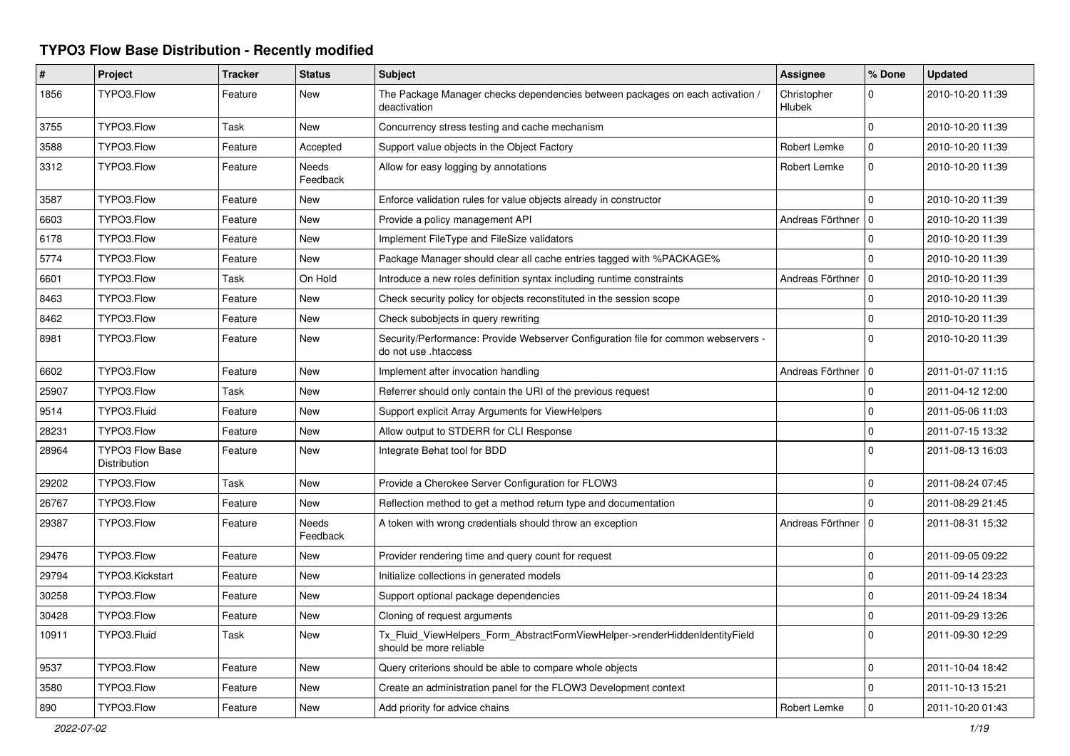# TYPO3 Flow Base Distribution - Recently modified

| # | Project | Tracker | Status | Subject | Assignee | % Done | Updated |
|---|---|---|---|---|---|---|---|
| 1856 | TYPO3.Flow | Feature | New | The Package Manager checks dependencies between packages on each activation / deactivation | Christopher Hlubek | 0 | 2010-10-20 11:39 |
| 3755 | TYPO3.Flow | Task | New | Concurrency stress testing and cache mechanism | | 0 | 2010-10-20 11:39 |
| 3588 | TYPO3.Flow | Feature | Accepted | Support value objects in the Object Factory | Robert Lemke | 0 | 2010-10-20 11:39 |
| 3312 | TYPO3.Flow | Feature | Needs Feedback | Allow for easy logging by annotations | Robert Lemke | 0 | 2010-10-20 11:39 |
| 3587 | TYPO3.Flow | Feature | New | Enforce validation rules for value objects already in constructor | | 0 | 2010-10-20 11:39 |
| 6603 | TYPO3.Flow | Feature | New | Provide a policy management API | Andreas Förthner | 0 | 2010-10-20 11:39 |
| 6178 | TYPO3.Flow | Feature | New | Implement FileType and FileSize validators | | 0 | 2010-10-20 11:39 |
| 5774 | TYPO3.Flow | Feature | New | Package Manager should clear all cache entries tagged with %PACKAGE% | | 0 | 2010-10-20 11:39 |
| 6601 | TYPO3.Flow | Task | On Hold | Introduce a new roles definition syntax including runtime constraints | Andreas Förthner | 0 | 2010-10-20 11:39 |
| 8463 | TYPO3.Flow | Feature | New | Check security policy for objects reconstituted in the session scope | | 0 | 2010-10-20 11:39 |
| 8462 | TYPO3.Flow | Feature | New | Check subobjects in query rewriting | | 0 | 2010-10-20 11:39 |
| 8981 | TYPO3.Flow | Feature | New | Security/Performance: Provide Webserver Configuration file for common webservers - do not use .htaccess | | 0 | 2010-10-20 11:39 |
| 6602 | TYPO3.Flow | Feature | New | Implement after invocation handling | Andreas Förthner | 0 | 2011-01-07 11:15 |
| 25907 | TYPO3.Flow | Task | New | Referrer should only contain the URI of the previous request | | 0 | 2011-04-12 12:00 |
| 9514 | TYPO3.Fluid | Feature | New | Support explicit Array Arguments for ViewHelpers | | 0 | 2011-05-06 11:03 |
| 28231 | TYPO3.Flow | Feature | New | Allow output to STDERR for CLI Response | | 0 | 2011-07-15 13:32 |
| 28964 | TYPO3 Flow Base Distribution | Feature | New | Integrate Behat tool for BDD | | 0 | 2011-08-13 16:03 |
| 29202 | TYPO3.Flow | Task | New | Provide a Cherokee Server Configuration for FLOW3 | | 0 | 2011-08-24 07:45 |
| 26767 | TYPO3.Flow | Feature | New | Reflection method to get a method return type and documentation | | 0 | 2011-08-29 21:45 |
| 29387 | TYPO3.Flow | Feature | Needs Feedback | A token with wrong credentials should throw an exception | Andreas Förthner | 0 | 2011-08-31 15:32 |
| 29476 | TYPO3.Flow | Feature | New | Provider rendering time and query count for request | | 0 | 2011-09-05 09:22 |
| 29794 | TYPO3.Kickstart | Feature | New | Initialize collections in generated models | | 0 | 2011-09-14 23:23 |
| 30258 | TYPO3.Flow | Feature | New | Support optional package dependencies | | 0 | 2011-09-24 18:34 |
| 30428 | TYPO3.Flow | Feature | New | Cloning of request arguments | | 0 | 2011-09-29 13:26 |
| 10911 | TYPO3.Fluid | Task | New | Tx_Fluid_ViewHelpers_Form_AbstractFormViewHelper->renderHiddenIdentityField should be more reliable | | 0 | 2011-09-30 12:29 |
| 9537 | TYPO3.Flow | Feature | New | Query criterions should be able to compare whole objects | | 0 | 2011-10-04 18:42 |
| 3580 | TYPO3.Flow | Feature | New | Create an administration panel for the FLOW3 Development context | | 0 | 2011-10-13 15:21 |
| 890 | TYPO3.Flow | Feature | New | Add priority for advice chains | Robert Lemke | 0 | 2011-10-20 01:43 |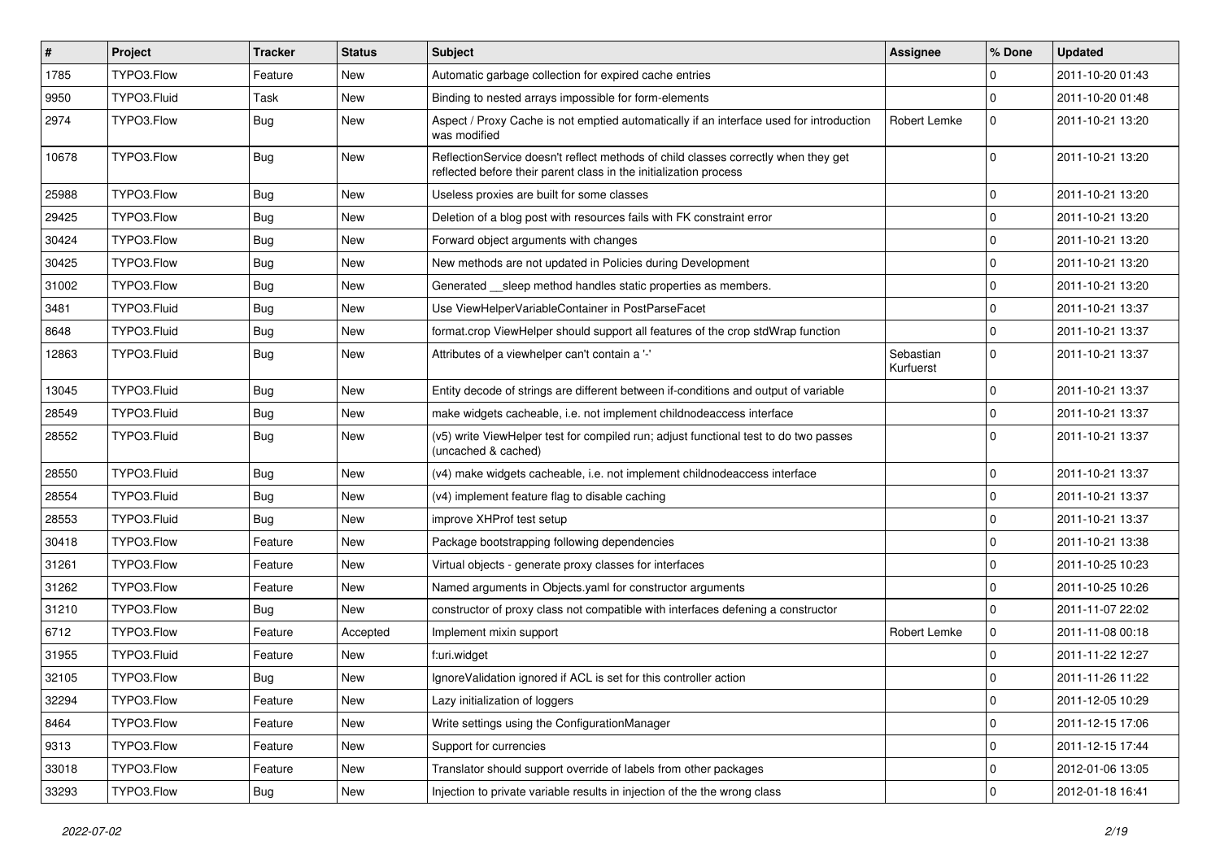| # | Project | Tracker | Status | Subject | Assignee | % Done | Updated |
|---|---|---|---|---|---|---|---|
| 1785 | TYPO3.Flow | Feature | New | Automatic garbage collection for expired cache entries | | 0 | 2011-10-20 01:43 |
| 9950 | TYPO3.Fluid | Task | New | Binding to nested arrays impossible for form-elements | | 0 | 2011-10-20 01:48 |
| 2974 | TYPO3.Flow | Bug | New | Aspect / Proxy Cache is not emptied automatically if an interface used for introduction was modified | Robert Lemke | 0 | 2011-10-21 13:20 |
| 10678 | TYPO3.Flow | Bug | New | ReflectionService doesn't reflect methods of child classes correctly when they get reflected before their parent class in the initialization process | | 0 | 2011-10-21 13:20 |
| 25988 | TYPO3.Flow | Bug | New | Useless proxies are built for some classes | | 0 | 2011-10-21 13:20 |
| 29425 | TYPO3.Flow | Bug | New | Deletion of a blog post with resources fails with FK constraint error | | 0 | 2011-10-21 13:20 |
| 30424 | TYPO3.Flow | Bug | New | Forward object arguments with changes | | 0 | 2011-10-21 13:20 |
| 30425 | TYPO3.Flow | Bug | New | New methods are not updated in Policies during Development | | 0 | 2011-10-21 13:20 |
| 31002 | TYPO3.Flow | Bug | New | Generated __sleep method handles static properties as members. | | 0 | 2011-10-21 13:20 |
| 3481 | TYPO3.Fluid | Bug | New | Use ViewHelperVariableContainer in PostParseFacet | | 0 | 2011-10-21 13:37 |
| 8648 | TYPO3.Fluid | Bug | New | format.crop ViewHelper should support all features of the crop stdWrap function | | 0 | 2011-10-21 13:37 |
| 12863 | TYPO3.Fluid | Bug | New | Attributes of a viewhelper can't contain a '-' | Sebastian Kurfuerst | 0 | 2011-10-21 13:37 |
| 13045 | TYPO3.Fluid | Bug | New | Entity decode of strings are different between if-conditions and output of variable | | 0 | 2011-10-21 13:37 |
| 28549 | TYPO3.Fluid | Bug | New | make widgets cacheable, i.e. not implement childnodeaccess interface | | 0 | 2011-10-21 13:37 |
| 28552 | TYPO3.Fluid | Bug | New | (v5) write ViewHelper test for compiled run; adjust functional test to do two passes (uncached & cached) | | 0 | 2011-10-21 13:37 |
| 28550 | TYPO3.Fluid | Bug | New | (v4) make widgets cacheable, i.e. not implement childnodeaccess interface | | 0 | 2011-10-21 13:37 |
| 28554 | TYPO3.Fluid | Bug | New | (v4) implement feature flag to disable caching | | 0 | 2011-10-21 13:37 |
| 28553 | TYPO3.Fluid | Bug | New | improve XHProf test setup | | 0 | 2011-10-21 13:37 |
| 30418 | TYPO3.Flow | Feature | New | Package bootstrapping following dependencies | | 0 | 2011-10-21 13:38 |
| 31261 | TYPO3.Flow | Feature | New | Virtual objects - generate proxy classes for interfaces | | 0 | 2011-10-25 10:23 |
| 31262 | TYPO3.Flow | Feature | New | Named arguments in Objects.yaml for constructor arguments | | 0 | 2011-10-25 10:26 |
| 31210 | TYPO3.Flow | Bug | New | constructor of proxy class not compatible with interfaces defening a constructor | | 0 | 2011-11-07 22:02 |
| 6712 | TYPO3.Flow | Feature | Accepted | Implement mixin support | Robert Lemke | 0 | 2011-11-08 00:18 |
| 31955 | TYPO3.Fluid | Feature | New | f:uri.widget | | 0 | 2011-11-22 12:27 |
| 32105 | TYPO3.Flow | Bug | New | IgnoreValidation ignored if ACL is set for this controller action | | 0 | 2011-11-26 11:22 |
| 32294 | TYPO3.Flow | Feature | New | Lazy initialization of loggers | | 0 | 2011-12-05 10:29 |
| 8464 | TYPO3.Flow | Feature | New | Write settings using the ConfigurationManager | | 0 | 2011-12-15 17:06 |
| 9313 | TYPO3.Flow | Feature | New | Support for currencies | | 0 | 2011-12-15 17:44 |
| 33018 | TYPO3.Flow | Feature | New | Translator should support override of labels from other packages | | 0 | 2012-01-06 13:05 |
| 33293 | TYPO3.Flow | Bug | New | Injection to private variable results in injection of the the wrong class | | 0 | 2012-01-18 16:41 |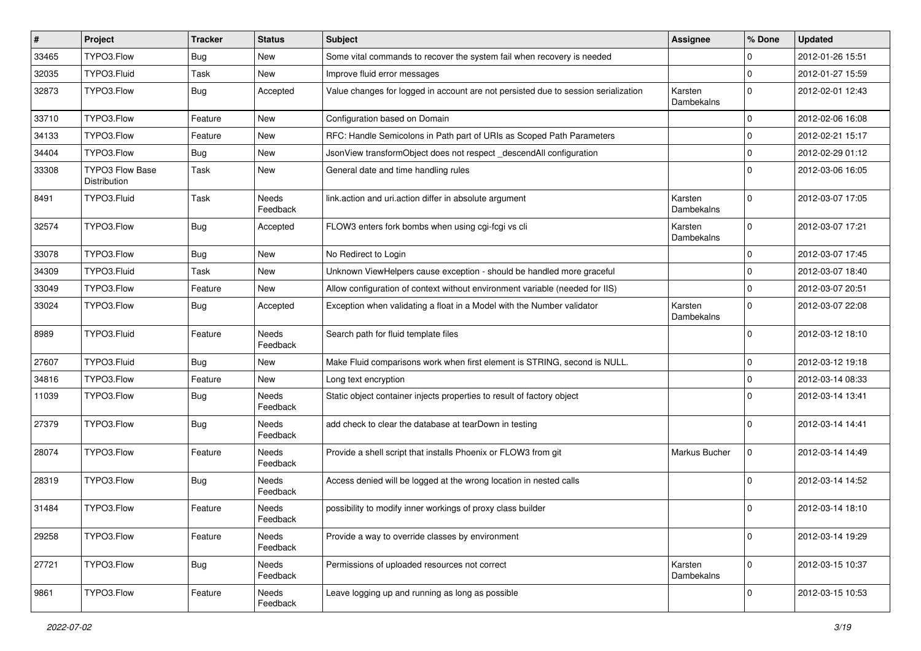| # | Project | Tracker | Status | Subject | Assignee | % Done | Updated |
|---|---|---|---|---|---|---|---|
| 33465 | TYPO3.Flow | Bug | New | Some vital commands to recover the system fail when recovery is needed | | 0 | 2012-01-26 15:51 |
| 32035 | TYPO3.Fluid | Task | New | Improve fluid error messages | | 0 | 2012-01-27 15:59 |
| 32873 | TYPO3.Flow | Bug | Accepted | Value changes for logged in account are not persisted due to session serialization | Karsten Dambekalns | 0 | 2012-02-01 12:43 |
| 33710 | TYPO3.Flow | Feature | New | Configuration based on Domain | | 0 | 2012-02-06 16:08 |
| 34133 | TYPO3.Flow | Feature | New | RFC: Handle Semicolons in Path part of URIs as Scoped Path Parameters | | 0 | 2012-02-21 15:17 |
| 34404 | TYPO3.Flow | Bug | New | JsonView transformObject does not respect _descendAll configuration | | 0 | 2012-02-29 01:12 |
| 33308 | TYPO3 Flow Base Distribution | Task | New | General date and time handling rules | | 0 | 2012-03-06 16:05 |
| 8491 | TYPO3.Fluid | Task | Needs Feedback | link.action and uri.action differ in absolute argument | Karsten Dambekalns | 0 | 2012-03-07 17:05 |
| 32574 | TYPO3.Flow | Bug | Accepted | FLOW3 enters fork bombs when using cgi-fcgi vs cli | Karsten Dambekalns | 0 | 2012-03-07 17:21 |
| 33078 | TYPO3.Flow | Bug | New | No Redirect to Login | | 0 | 2012-03-07 17:45 |
| 34309 | TYPO3.Fluid | Task | New | Unknown ViewHelpers cause exception - should be handled more graceful | | 0 | 2012-03-07 18:40 |
| 33049 | TYPO3.Flow | Feature | New | Allow configuration of context without environment variable (needed for IIS) | | 0 | 2012-03-07 20:51 |
| 33024 | TYPO3.Flow | Bug | Accepted | Exception when validating a float in a Model with the Number validator | Karsten Dambekalns | 0 | 2012-03-07 22:08 |
| 8989 | TYPO3.Fluid | Feature | Needs Feedback | Search path for fluid template files | | 0 | 2012-03-12 18:10 |
| 27607 | TYPO3.Fluid | Bug | New | Make Fluid comparisons work when first element is STRING, second is NULL. | | 0 | 2012-03-12 19:18 |
| 34816 | TYPO3.Flow | Feature | New | Long text encryption | | 0 | 2012-03-14 08:33 |
| 11039 | TYPO3.Flow | Bug | Needs Feedback | Static object container injects properties to result of factory object | | 0 | 2012-03-14 13:41 |
| 27379 | TYPO3.Flow | Bug | Needs Feedback | add check to clear the database at tearDown in testing | | 0 | 2012-03-14 14:41 |
| 28074 | TYPO3.Flow | Feature | Needs Feedback | Provide a shell script that installs Phoenix or FLOW3 from git | Markus Bucher | 0 | 2012-03-14 14:49 |
| 28319 | TYPO3.Flow | Bug | Needs Feedback | Access denied will be logged at the wrong location in nested calls | | 0 | 2012-03-14 14:52 |
| 31484 | TYPO3.Flow | Feature | Needs Feedback | possibility to modify inner workings of proxy class builder | | 0 | 2012-03-14 18:10 |
| 29258 | TYPO3.Flow | Feature | Needs Feedback | Provide a way to override classes by environment | | 0 | 2012-03-14 19:29 |
| 27721 | TYPO3.Flow | Bug | Needs Feedback | Permissions of uploaded resources not correct | Karsten Dambekalns | 0 | 2012-03-15 10:37 |
| 9861 | TYPO3.Flow | Feature | Needs Feedback | Leave logging up and running as long as possible | | 0 | 2012-03-15 10:53 |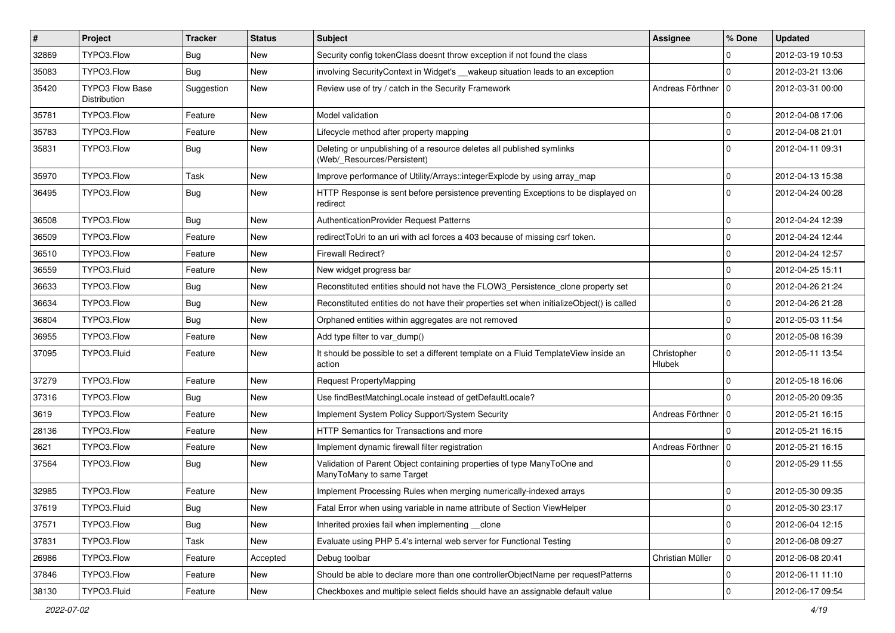| # | Project | Tracker | Status | Subject | Assignee | % Done | Updated |
|---|---|---|---|---|---|---|---|
| 32869 | TYPO3.Flow | Bug | New | Security config tokenClass doesnt throw exception if not found the class | | 0 | 2012-03-19 10:53 |
| 35083 | TYPO3.Flow | Bug | New | involving SecurityContext in Widget's __wakeup situation leads to an exception | | 0 | 2012-03-21 13:06 |
| 35420 | TYPO3 Flow Base Distribution | Suggestion | New | Review use of try / catch in the Security Framework | Andreas Förthner | 0 | 2012-03-31 00:00 |
| 35781 | TYPO3.Flow | Feature | New | Model validation | | 0 | 2012-04-08 17:06 |
| 35783 | TYPO3.Flow | Feature | New | Lifecycle method after property mapping | | 0 | 2012-04-08 21:01 |
| 35831 | TYPO3.Flow | Bug | New | Deleting or unpublishing of a resource deletes all published symlinks (Web/_Resources/Persistent) | | 0 | 2012-04-11 09:31 |
| 35970 | TYPO3.Flow | Task | New | Improve performance of Utility/Arrays::integerExplode by using array_map | | 0 | 2012-04-13 15:38 |
| 36495 | TYPO3.Flow | Bug | New | HTTP Response is sent before persistence preventing Exceptions to be displayed on redirect | | 0 | 2012-04-24 00:28 |
| 36508 | TYPO3.Flow | Bug | New | AuthenticationProvider Request Patterns | | 0 | 2012-04-24 12:39 |
| 36509 | TYPO3.Flow | Feature | New | redirectToUri to an uri with acl forces a 403 because of missing csrf token. | | 0 | 2012-04-24 12:44 |
| 36510 | TYPO3.Flow | Feature | New | Firewall Redirect? | | 0 | 2012-04-24 12:57 |
| 36559 | TYPO3.Fluid | Feature | New | New widget progress bar | | 0 | 2012-04-25 15:11 |
| 36633 | TYPO3.Flow | Bug | New | Reconstituted entities should not have the FLOW3_Persistence_clone property set | | 0 | 2012-04-26 21:24 |
| 36634 | TYPO3.Flow | Bug | New | Reconstituted entities do not have their properties set when initializeObject() is called | | 0 | 2012-04-26 21:28 |
| 36804 | TYPO3.Flow | Bug | New | Orphaned entities within aggregates are not removed | | 0 | 2012-05-03 11:54 |
| 36955 | TYPO3.Flow | Feature | New | Add type filter to var_dump() | | 0 | 2012-05-08 16:39 |
| 37095 | TYPO3.Fluid | Feature | New | It should be possible to set a different template on a Fluid TemplateView inside an action | Christopher Hlubek | 0 | 2012-05-11 13:54 |
| 37279 | TYPO3.Flow | Feature | New | Request PropertyMapping | | 0 | 2012-05-18 16:06 |
| 37316 | TYPO3.Flow | Bug | New | Use findBestMatchingLocale instead of getDefaultLocale? | | 0 | 2012-05-20 09:35 |
| 3619 | TYPO3.Flow | Feature | New | Implement System Policy Support/System Security | Andreas Förthner | 0 | 2012-05-21 16:15 |
| 28136 | TYPO3.Flow | Feature | New | HTTP Semantics for Transactions and more | | 0 | 2012-05-21 16:15 |
| 3621 | TYPO3.Flow | Feature | New | Implement dynamic firewall filter registration | Andreas Förthner | 0 | 2012-05-21 16:15 |
| 37564 | TYPO3.Flow | Bug | New | Validation of Parent Object containing properties of type ManyToOne and ManyToMany to same Target | | 0 | 2012-05-29 11:55 |
| 32985 | TYPO3.Flow | Feature | New | Implement Processing Rules when merging numerically-indexed arrays | | 0 | 2012-05-30 09:35 |
| 37619 | TYPO3.Fluid | Bug | New | Fatal Error when using variable in name attribute of Section ViewHelper | | 0 | 2012-05-30 23:17 |
| 37571 | TYPO3.Flow | Bug | New | Inherited proxies fail when implementing __clone | | 0 | 2012-06-04 12:15 |
| 37831 | TYPO3.Flow | Task | New | Evaluate using PHP 5.4's internal web server for Functional Testing | | 0 | 2012-06-08 09:27 |
| 26986 | TYPO3.Flow | Feature | Accepted | Debug toolbar | Christian Müller | 0 | 2012-06-08 20:41 |
| 37846 | TYPO3.Flow | Feature | New | Should be able to declare more than one controllerObjectName per requestPatterns | | 0 | 2012-06-11 11:10 |
| 38130 | TYPO3.Fluid | Feature | New | Checkboxes and multiple select fields should have an assignable default value | | 0 | 2012-06-17 09:54 |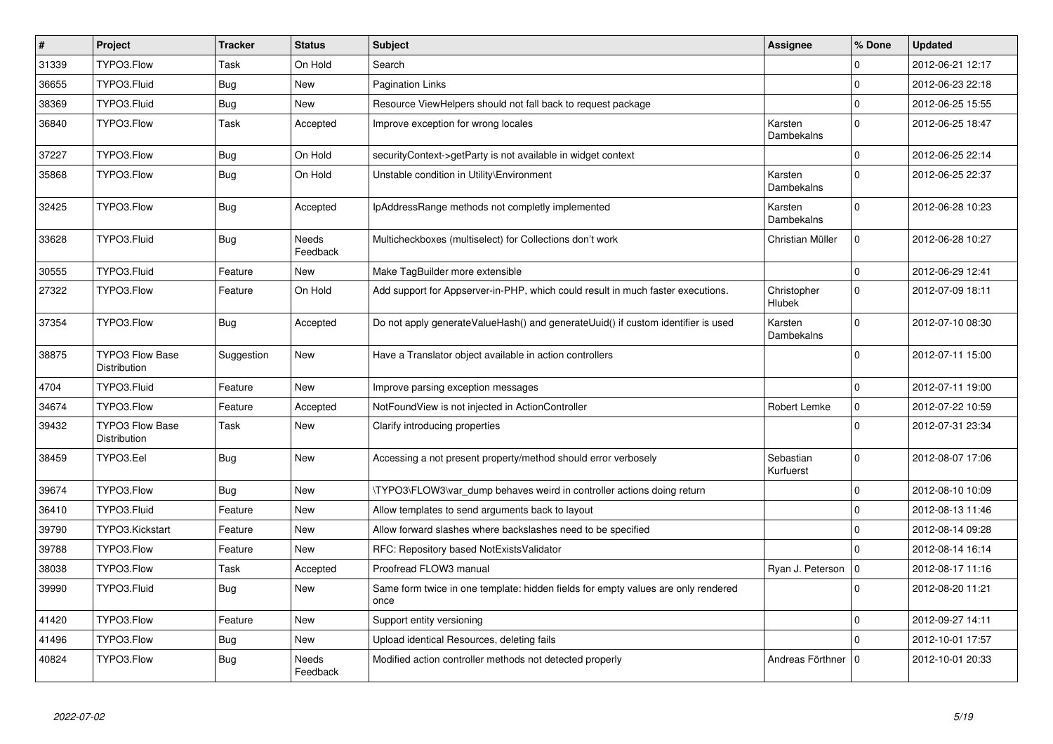| # | Project | Tracker | Status | Subject | Assignee | % Done | Updated |
|---|---|---|---|---|---|---|---|
| 31339 | TYPO3.Flow | Task | On Hold | Search | | 0 | 2012-06-21 12:17 |
| 36655 | TYPO3.Fluid | Bug | New | Pagination Links | | 0 | 2012-06-23 22:18 |
| 38369 | TYPO3.Fluid | Bug | New | Resource ViewHelpers should not fall back to request package | | 0 | 2012-06-25 15:55 |
| 36840 | TYPO3.Flow | Task | Accepted | Improve exception for wrong locales | Karsten Dambekalns | 0 | 2012-06-25 18:47 |
| 37227 | TYPO3.Flow | Bug | On Hold | securityContext->getParty is not available in widget context | | 0 | 2012-06-25 22:14 |
| 35868 | TYPO3.Flow | Bug | On Hold | Unstable condition in Utility\Environment | Karsten Dambekalns | 0 | 2012-06-25 22:37 |
| 32425 | TYPO3.Flow | Bug | Accepted | IpAddressRange methods not completly implemented | Karsten Dambekalns | 0 | 2012-06-28 10:23 |
| 33628 | TYPO3.Fluid | Bug | Needs Feedback | Multicheckboxes (multiselect) for Collections don't work | Christian Müller | 0 | 2012-06-28 10:27 |
| 30555 | TYPO3.Fluid | Feature | New | Make TagBuilder more extensible | | 0 | 2012-06-29 12:41 |
| 27322 | TYPO3.Flow | Feature | On Hold | Add support for Appserver-in-PHP, which could result in much faster executions. | Christopher Hlubek | 0 | 2012-07-09 18:11 |
| 37354 | TYPO3.Flow | Bug | Accepted | Do not apply generateValueHash() and generateUuid() if custom identifier is used | Karsten Dambekalns | 0 | 2012-07-10 08:30 |
| 38875 | TYPO3 Flow Base Distribution | Suggestion | New | Have a Translator object available in action controllers | | 0 | 2012-07-11 15:00 |
| 4704 | TYPO3.Fluid | Feature | New | Improve parsing exception messages | | 0 | 2012-07-11 19:00 |
| 34674 | TYPO3.Flow | Feature | Accepted | NotFoundView is not injected in ActionController | Robert Lemke | 0 | 2012-07-22 10:59 |
| 39432 | TYPO3 Flow Base Distribution | Task | New | Clarify introducing properties | | 0 | 2012-07-31 23:34 |
| 38459 | TYPO3.Eel | Bug | New | Accessing a not present property/method should error verbosely | Sebastian Kurfuerst | 0 | 2012-08-07 17:06 |
| 39674 | TYPO3.Flow | Bug | New | \TYPO3\FLOW3\var_dump behaves weird in controller actions doing return | | 0 | 2012-08-10 10:09 |
| 36410 | TYPO3.Fluid | Feature | New | Allow templates to send arguments back to layout | | 0 | 2012-08-13 11:46 |
| 39790 | TYPO3.Kickstart | Feature | New | Allow forward slashes where backslashes need to be specified | | 0 | 2012-08-14 09:28 |
| 39788 | TYPO3.Flow | Feature | New | RFC: Repository based NotExistsValidator | | 0 | 2012-08-14 16:14 |
| 38038 | TYPO3.Flow | Task | Accepted | Proofread FLOW3 manual | Ryan J. Peterson | 0 | 2012-08-17 11:16 |
| 39990 | TYPO3.Fluid | Bug | New | Same form twice in one template: hidden fields for empty values are only rendered once | | 0 | 2012-08-20 11:21 |
| 41420 | TYPO3.Flow | Feature | New | Support entity versioning | | 0 | 2012-09-27 14:11 |
| 41496 | TYPO3.Flow | Bug | New | Upload identical Resources, deleting fails | | 0 | 2012-10-01 17:57 |
| 40824 | TYPO3.Flow | Bug | Needs Feedback | Modified action controller methods not detected properly | Andreas Förthner | 0 | 2012-10-01 20:33 |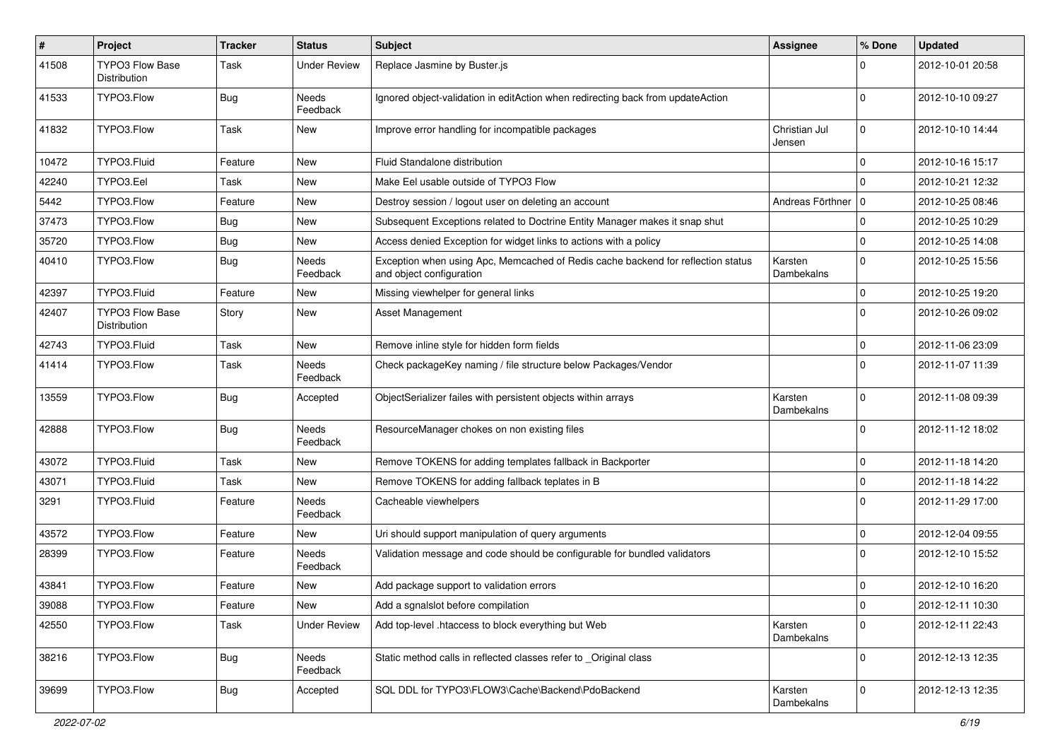| # | Project | Tracker | Status | Subject | Assignee | % Done | Updated |
|---|---|---|---|---|---|---|---|
| 41508 | TYPO3 Flow Base Distribution | Task | Under Review | Replace Jasmine by Buster.js | | 0 | 2012-10-01 20:58 |
| 41533 | TYPO3.Flow | Bug | Needs Feedback | Ignored object-validation in editAction when redirecting back from updateAction | | 0 | 2012-10-10 09:27 |
| 41832 | TYPO3.Flow | Task | New | Improve error handling for incompatible packages | Christian Jul Jensen | 0 | 2012-10-10 14:44 |
| 10472 | TYPO3.Fluid | Feature | New | Fluid Standalone distribution | | 0 | 2012-10-16 15:17 |
| 42240 | TYPO3.Eel | Task | New | Make Eel usable outside of TYPO3 Flow | | 0 | 2012-10-21 12:32 |
| 5442 | TYPO3.Flow | Feature | New | Destroy session / logout user on deleting an account | Andreas Förthner | 0 | 2012-10-25 08:46 |
| 37473 | TYPO3.Flow | Bug | New | Subsequent Exceptions related to Doctrine Entity Manager makes it snap shut | | 0 | 2012-10-25 10:29 |
| 35720 | TYPO3.Flow | Bug | New | Access denied Exception for widget links to actions with a policy | | 0 | 2012-10-25 14:08 |
| 40410 | TYPO3.Flow | Bug | Needs Feedback | Exception when using Apc, Memcached of Redis cache backend for reflection status and object configuration | Karsten Dambekalns | 0 | 2012-10-25 15:56 |
| 42397 | TYPO3.Fluid | Feature | New | Missing viewhelper for general links | | 0 | 2012-10-25 19:20 |
| 42407 | TYPO3 Flow Base Distribution | Story | New | Asset Management | | 0 | 2012-10-26 09:02 |
| 42743 | TYPO3.Fluid | Task | New | Remove inline style for hidden form fields | | 0 | 2012-11-06 23:09 |
| 41414 | TYPO3.Flow | Task | Needs Feedback | Check packageKey naming / file structure below Packages/Vendor | | 0 | 2012-11-07 11:39 |
| 13559 | TYPO3.Flow | Bug | Accepted | ObjectSerializer failes with persistent objects within arrays | Karsten Dambekalns | 0 | 2012-11-08 09:39 |
| 42888 | TYPO3.Flow | Bug | Needs Feedback | ResourceManager chokes on non existing files | | 0 | 2012-11-12 18:02 |
| 43072 | TYPO3.Fluid | Task | New | Remove TOKENS for adding templates fallback in Backporter | | 0 | 2012-11-18 14:20 |
| 43071 | TYPO3.Fluid | Task | New | Remove TOKENS for adding fallback teplates in B | | 0 | 2012-11-18 14:22 |
| 3291 | TYPO3.Fluid | Feature | Needs Feedback | Cacheable viewhelpers | | 0 | 2012-11-29 17:00 |
| 43572 | TYPO3.Flow | Feature | New | Uri should support manipulation of query arguments | | 0 | 2012-12-04 09:55 |
| 28399 | TYPO3.Flow | Feature | Needs Feedback | Validation message and code should be configurable for bundled validators | | 0 | 2012-12-10 15:52 |
| 43841 | TYPO3.Flow | Feature | New | Add package support to validation errors | | 0 | 2012-12-10 16:20 |
| 39088 | TYPO3.Flow | Feature | New | Add a sgnalslot before compilation | | 0 | 2012-12-11 10:30 |
| 42550 | TYPO3.Flow | Task | Under Review | Add top-level .htaccess to block everything but Web | Karsten Dambekalns | 0 | 2012-12-11 22:43 |
| 38216 | TYPO3.Flow | Bug | Needs Feedback | Static method calls in reflected classes refer to _Original class | | 0 | 2012-12-13 12:35 |
| 39699 | TYPO3.Flow | Bug | Accepted | SQL DDL for TYPO3\FLOW3\Cache\Backend\PdoBackend | Karsten Dambekalns | 0 | 2012-12-13 12:35 |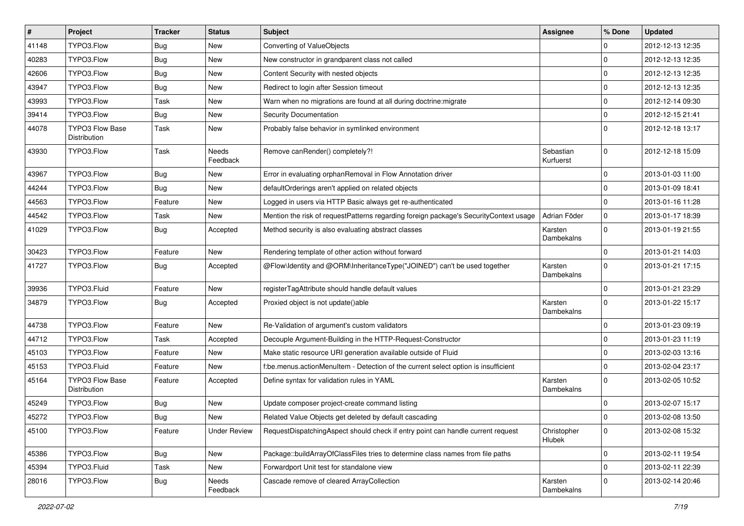| # | Project | Tracker | Status | Subject | Assignee | % Done | Updated |
|---|---|---|---|---|---|---|---|
| 41148 | TYPO3.Flow | Bug | New | Converting of ValueObjects | | 0 | 2012-12-13 12:35 |
| 40283 | TYPO3.Flow | Bug | New | New constructor in grandparent class not called | | 0 | 2012-12-13 12:35 |
| 42606 | TYPO3.Flow | Bug | New | Content Security with nested objects | | 0 | 2012-12-13 12:35 |
| 43947 | TYPO3.Flow | Bug | New | Redirect to login after Session timeout | | 0 | 2012-12-13 12:35 |
| 43993 | TYPO3.Flow | Task | New | Warn when no migrations are found at all during doctrine:migrate | | 0 | 2012-12-14 09:30 |
| 39414 | TYPO3.Flow | Bug | New | Security Documentation | | 0 | 2012-12-15 21:41 |
| 44078 | TYPO3 Flow Base Distribution | Task | New | Probably false behavior in symlinked environment | | 0 | 2012-12-18 13:17 |
| 43930 | TYPO3.Flow | Task | Needs Feedback | Remove canRender() completely?! | Sebastian Kurfuerst | 0 | 2012-12-18 15:09 |
| 43967 | TYPO3.Flow | Bug | New | Error in evaluating orphanRemoval in Flow Annotation driver | | 0 | 2013-01-03 11:00 |
| 44244 | TYPO3.Flow | Bug | New | defaultOrderings aren't applied on related objects | | 0 | 2013-01-09 18:41 |
| 44563 | TYPO3.Flow | Feature | New | Logged in users via HTTP Basic always get re-authenticated | | 0 | 2013-01-16 11:28 |
| 44542 | TYPO3.Flow | Task | New | Mention the risk of requestPatterns regarding foreign package's SecurityContext usage | Adrian Föder | 0 | 2013-01-17 18:39 |
| 41029 | TYPO3.Flow | Bug | Accepted | Method security is also evaluating abstract classes | Karsten Dambekalns | 0 | 2013-01-19 21:55 |
| 30423 | TYPO3.Flow | Feature | New | Rendering template of other action without forward | | 0 | 2013-01-21 14:03 |
| 41727 | TYPO3.Flow | Bug | Accepted | @Flow\Identity and @ORM\InheritanceType("JOINED") can't be used together | Karsten Dambekalns | 0 | 2013-01-21 17:15 |
| 39936 | TYPO3.Fluid | Feature | New | registerTagAttribute should handle default values | | 0 | 2013-01-21 23:29 |
| 34879 | TYPO3.Flow | Bug | Accepted | Proxied object is not update()able | Karsten Dambekalns | 0 | 2013-01-22 15:17 |
| 44738 | TYPO3.Flow | Feature | New | Re-Validation of argument's custom validators | | 0 | 2013-01-23 09:19 |
| 44712 | TYPO3.Flow | Task | Accepted | Decouple Argument-Building in the HTTP-Request-Constructor | | 0 | 2013-01-23 11:19 |
| 45103 | TYPO3.Flow | Feature | New | Make static resource URI generation available outside of Fluid | | 0 | 2013-02-03 13:16 |
| 45153 | TYPO3.Fluid | Feature | New | f:be.menus.actionMenuItem - Detection of the current select option is insufficient | | 0 | 2013-02-04 23:17 |
| 45164 | TYPO3 Flow Base Distribution | Feature | Accepted | Define syntax for validation rules in YAML | Karsten Dambekalns | 0 | 2013-02-05 10:52 |
| 45249 | TYPO3.Flow | Bug | New | Update composer project-create command listing | | 0 | 2013-02-07 15:17 |
| 45272 | TYPO3.Flow | Bug | New | Related Value Objects get deleted by default cascading | | 0 | 2013-02-08 13:50 |
| 45100 | TYPO3.Flow | Feature | Under Review | RequestDispatchingAspect should check if entry point can handle current request | Christopher Hlubek | 0 | 2013-02-08 15:32 |
| 45386 | TYPO3.Flow | Bug | New | Package::buildArrayOfClassFiles tries to determine class names from file paths | | 0 | 2013-02-11 19:54 |
| 45394 | TYPO3.Fluid | Task | New | Forwardport Unit test for standalone view | | 0 | 2013-02-11 22:39 |
| 28016 | TYPO3.Flow | Bug | Needs Feedback | Cascade remove of cleared ArrayCollection | Karsten Dambekalns | 0 | 2013-02-14 20:46 |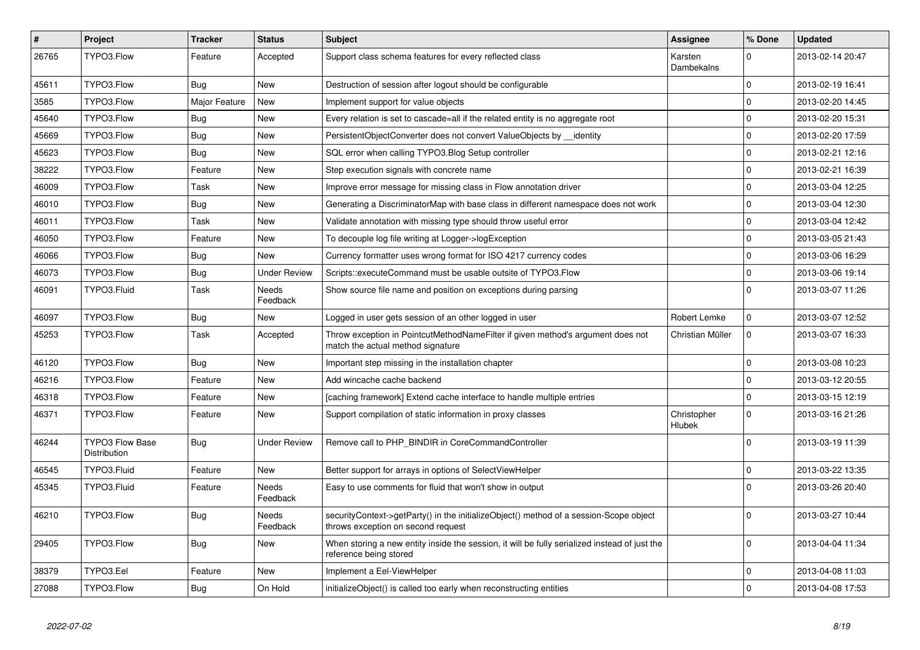| # | Project | Tracker | Status | Subject | Assignee | % Done | Updated |
| --- | --- | --- | --- | --- | --- | --- | --- |
| 26765 | TYPO3.Flow | Feature | Accepted | Support class schema features for every reflected class | Karsten Dambekalns | 0 | 2013-02-14 20:47 |
| 45611 | TYPO3.Flow | Bug | New | Destruction of session after logout should be configurable | | 0 | 2013-02-19 16:41 |
| 3585 | TYPO3.Flow | Major Feature | New | Implement support for value objects | | 0 | 2013-02-20 14:45 |
| 45640 | TYPO3.Flow | Bug | New | Every relation is set to cascade=all if the related entity is no aggregate root | | 0 | 2013-02-20 15:31 |
| 45669 | TYPO3.Flow | Bug | New | PersistentObjectConverter does not convert ValueObjects by __identity | | 0 | 2013-02-20 17:59 |
| 45623 | TYPO3.Flow | Bug | New | SQL error when calling TYPO3.Blog Setup controller | | 0 | 2013-02-21 12:16 |
| 38222 | TYPO3.Flow | Feature | New | Step execution signals with concrete name | | 0 | 2013-02-21 16:39 |
| 46009 | TYPO3.Flow | Task | New | Improve error message for missing class in Flow annotation driver | | 0 | 2013-03-04 12:25 |
| 46010 | TYPO3.Flow | Bug | New | Generating a DiscriminatorMap with base class in different namespace does not work | | 0 | 2013-03-04 12:30 |
| 46011 | TYPO3.Flow | Task | New | Validate annotation with missing type should throw useful error | | 0 | 2013-03-04 12:42 |
| 46050 | TYPO3.Flow | Feature | New | To decouple log file writing at Logger->logException | | 0 | 2013-03-05 21:43 |
| 46066 | TYPO3.Flow | Bug | New | Currency formatter uses wrong format for ISO 4217 currency codes | | 0 | 2013-03-06 16:29 |
| 46073 | TYPO3.Flow | Bug | Under Review | Scripts::executeCommand must be usable outsite of TYPO3.Flow | | 0 | 2013-03-06 19:14 |
| 46091 | TYPO3.Fluid | Task | Needs Feedback | Show source file name and position on exceptions during parsing | | 0 | 2013-03-07 11:26 |
| 46097 | TYPO3.Flow | Bug | New | Logged in user gets session of an other logged in user | Robert Lemke | 0 | 2013-03-07 12:52 |
| 45253 | TYPO3.Flow | Task | Accepted | Throw exception in PointcutMethodNameFilter if given method's argument does not match the actual method signature | Christian Müller | 0 | 2013-03-07 16:33 |
| 46120 | TYPO3.Flow | Bug | New | Important step missing in the installation chapter | | 0 | 2013-03-08 10:23 |
| 46216 | TYPO3.Flow | Feature | New | Add wincache cache backend | | 0 | 2013-03-12 20:55 |
| 46318 | TYPO3.Flow | Feature | New | [caching framework] Extend cache interface to handle multiple entries | | 0 | 2013-03-15 12:19 |
| 46371 | TYPO3.Flow | Feature | New | Support compilation of static information in proxy classes | Christopher Hlubek | 0 | 2013-03-16 21:26 |
| 46244 | TYPO3 Flow Base Distribution | Bug | Under Review | Remove call to PHP_BINDIR in CoreCommandController | | 0 | 2013-03-19 11:39 |
| 46545 | TYPO3.Fluid | Feature | New | Better support for arrays in options of SelectViewHelper | | 0 | 2013-03-22 13:35 |
| 45345 | TYPO3.Fluid | Feature | Needs Feedback | Easy to use comments for fluid that won't show in output | | 0 | 2013-03-26 20:40 |
| 46210 | TYPO3.Flow | Bug | Needs Feedback | securityContext->getParty() in the initializeObject() method of a session-Scope object throws exception on second request | | 0 | 2013-03-27 10:44 |
| 29405 | TYPO3.Flow | Bug | New | When storing a new entity inside the session, it will be fully serialized instead of just the reference being stored | | 0 | 2013-04-04 11:34 |
| 38379 | TYPO3.Eel | Feature | New | Implement a Eel-ViewHelper | | 0 | 2013-04-08 11:03 |
| 27088 | TYPO3.Flow | Bug | On Hold | initializeObject() is called too early when reconstructing entities | | 0 | 2013-04-08 17:53 |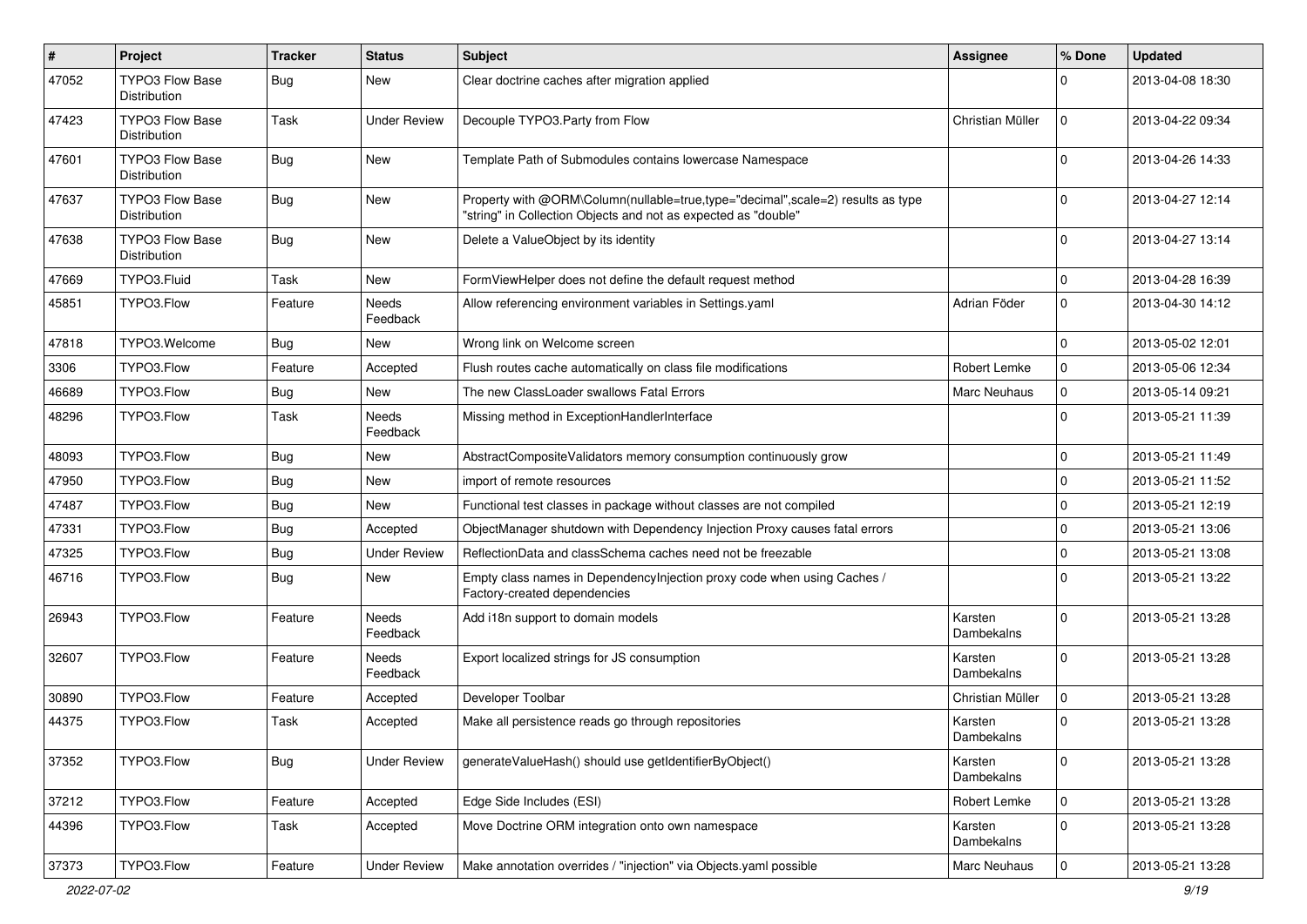| # | Project | Tracker | Status | Subject | Assignee | % Done | Updated |
|---|---|---|---|---|---|---|---|
| 47052 | TYPO3 Flow Base Distribution | Bug | New | Clear doctrine caches after migration applied | | 0 | 2013-04-08 18:30 |
| 47423 | TYPO3 Flow Base Distribution | Task | Under Review | Decouple TYPO3.Party from Flow | Christian Müller | 0 | 2013-04-22 09:34 |
| 47601 | TYPO3 Flow Base Distribution | Bug | New | Template Path of Submodules contains lowercase Namespace | | 0 | 2013-04-26 14:33 |
| 47637 | TYPO3 Flow Base Distribution | Bug | New | Property with @ORM\Column(nullable=true,type="decimal",scale=2) results as type "string" in Collection Objects and not as expected as "double" | | 0 | 2013-04-27 12:14 |
| 47638 | TYPO3 Flow Base Distribution | Bug | New | Delete a ValueObject by its identity | | 0 | 2013-04-27 13:14 |
| 47669 | TYPO3.Fluid | Task | New | FormViewHelper does not define the default request method | | 0 | 2013-04-28 16:39 |
| 45851 | TYPO3.Flow | Feature | Needs Feedback | Allow referencing environment variables in Settings.yaml | Adrian Föder | 0 | 2013-04-30 14:12 |
| 47818 | TYPO3.Welcome | Bug | New | Wrong link on Welcome screen | | 0 | 2013-05-02 12:01 |
| 3306 | TYPO3.Flow | Feature | Accepted | Flush routes cache automatically on class file modifications | Robert Lemke | 0 | 2013-05-06 12:34 |
| 46689 | TYPO3.Flow | Bug | New | The new ClassLoader swallows Fatal Errors | Marc Neuhaus | 0 | 2013-05-14 09:21 |
| 48296 | TYPO3.Flow | Task | Needs Feedback | Missing method in ExceptionHandlerInterface | | 0 | 2013-05-21 11:39 |
| 48093 | TYPO3.Flow | Bug | New | AbstractCompositeValidators memory consumption continuously grow | | 0 | 2013-05-21 11:49 |
| 47950 | TYPO3.Flow | Bug | New | import of remote resources | | 0 | 2013-05-21 11:52 |
| 47487 | TYPO3.Flow | Bug | New | Functional test classes in package without classes are not compiled | | 0 | 2013-05-21 12:19 |
| 47331 | TYPO3.Flow | Bug | Accepted | ObjectManager shutdown with Dependency Injection Proxy causes fatal errors | | 0 | 2013-05-21 13:06 |
| 47325 | TYPO3.Flow | Bug | Under Review | ReflectionData and classSchema caches need not be freezable | | 0 | 2013-05-21 13:08 |
| 46716 | TYPO3.Flow | Bug | New | Empty class names in DependencyInjection proxy code when using Caches / Factory-created dependencies | | 0 | 2013-05-21 13:22 |
| 26943 | TYPO3.Flow | Feature | Needs Feedback | Add i18n support to domain models | Karsten Dambekalns | 0 | 2013-05-21 13:28 |
| 32607 | TYPO3.Flow | Feature | Needs Feedback | Export localized strings for JS consumption | Karsten Dambekalns | 0 | 2013-05-21 13:28 |
| 30890 | TYPO3.Flow | Feature | Accepted | Developer Toolbar | Christian Müller | 0 | 2013-05-21 13:28 |
| 44375 | TYPO3.Flow | Task | Accepted | Make all persistence reads go through repositories | Karsten Dambekalns | 0 | 2013-05-21 13:28 |
| 37352 | TYPO3.Flow | Bug | Under Review | generateValueHash() should use getIdentifierByObject() | Karsten Dambekalns | 0 | 2013-05-21 13:28 |
| 37212 | TYPO3.Flow | Feature | Accepted | Edge Side Includes (ESI) | Robert Lemke | 0 | 2013-05-21 13:28 |
| 44396 | TYPO3.Flow | Task | Accepted | Move Doctrine ORM integration onto own namespace | Karsten Dambekalns | 0 | 2013-05-21 13:28 |
| 37373 | TYPO3.Flow | Feature | Under Review | Make annotation overrides / "injection" via Objects.yaml possible | Marc Neuhaus | 0 | 2013-05-21 13:28 |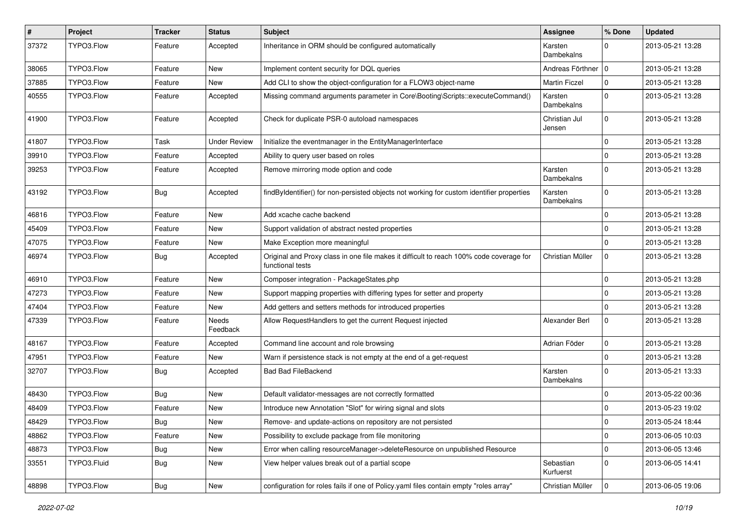| # | Project | Tracker | Status | Subject | Assignee | % Done | Updated |
|---|---|---|---|---|---|---|---|
| 37372 | TYPO3.Flow | Feature | Accepted | Inheritance in ORM should be configured automatically | Karsten Dambekalns | 0 | 2013-05-21 13:28 |
| 38065 | TYPO3.Flow | Feature | New | Implement content security for DQL queries | Andreas Förthner | 0 | 2013-05-21 13:28 |
| 37885 | TYPO3.Flow | Feature | New | Add CLI to show the object-configuration for a FLOW3 object-name | Martin Ficzel | 0 | 2013-05-21 13:28 |
| 40555 | TYPO3.Flow | Feature | Accepted | Missing command arguments parameter in Core\Booting\Scripts::executeCommand() | Karsten Dambekalns | 0 | 2013-05-21 13:28 |
| 41900 | TYPO3.Flow | Feature | Accepted | Check for duplicate PSR-0 autoload namespaces | Christian Jul Jensen | 0 | 2013-05-21 13:28 |
| 41807 | TYPO3.Flow | Task | Under Review | Initialize the eventmanager in the EntityManagerInterface | | 0 | 2013-05-21 13:28 |
| 39910 | TYPO3.Flow | Feature | Accepted | Ability to query user based on roles | | 0 | 2013-05-21 13:28 |
| 39253 | TYPO3.Flow | Feature | Accepted | Remove mirroring mode option and code | Karsten Dambekalns | 0 | 2013-05-21 13:28 |
| 43192 | TYPO3.Flow | Bug | Accepted | findByIdentifier() for non-persisted objects not working for custom identifier properties | Karsten Dambekalns | 0 | 2013-05-21 13:28 |
| 46816 | TYPO3.Flow | Feature | New | Add xcache cache backend | | 0 | 2013-05-21 13:28 |
| 45409 | TYPO3.Flow | Feature | New | Support validation of abstract nested properties | | 0 | 2013-05-21 13:28 |
| 47075 | TYPO3.Flow | Feature | New | Make Exception more meaningful | | 0 | 2013-05-21 13:28 |
| 46974 | TYPO3.Flow | Bug | Accepted | Original and Proxy class in one file makes it difficult to reach 100% code coverage for functional tests | Christian Müller | 0 | 2013-05-21 13:28 |
| 46910 | TYPO3.Flow | Feature | New | Composer integration - PackageStates.php | | 0 | 2013-05-21 13:28 |
| 47273 | TYPO3.Flow | Feature | New | Support mapping properties with differing types for setter and property | | 0 | 2013-05-21 13:28 |
| 47404 | TYPO3.Flow | Feature | New | Add getters and setters methods for introduced properties | | 0 | 2013-05-21 13:28 |
| 47339 | TYPO3.Flow | Feature | Needs Feedback | Allow RequestHandlers to get the current Request injected | Alexander Berl | 0 | 2013-05-21 13:28 |
| 48167 | TYPO3.Flow | Feature | Accepted | Command line account and role browsing | Adrian Föder | 0 | 2013-05-21 13:28 |
| 47951 | TYPO3.Flow | Feature | New | Warn if persistence stack is not empty at the end of a get-request | | 0 | 2013-05-21 13:28 |
| 32707 | TYPO3.Flow | Bug | Accepted | Bad Bad FileBackend | Karsten Dambekalns | 0 | 2013-05-21 13:33 |
| 48430 | TYPO3.Flow | Bug | New | Default validator-messages are not correctly formatted | | 0 | 2013-05-22 00:36 |
| 48409 | TYPO3.Flow | Feature | New | Introduce new Annotation "Slot" for wiring signal and slots | | 0 | 2013-05-23 19:02 |
| 48429 | TYPO3.Flow | Bug | New | Remove- and update-actions on repository are not persisted | | 0 | 2013-05-24 18:44 |
| 48862 | TYPO3.Flow | Feature | New | Possibility to exclude package from file monitoring | | 0 | 2013-06-05 10:03 |
| 48873 | TYPO3.Flow | Bug | New | Error when calling resourceManager->deleteResource on unpublished Resource | | 0 | 2013-06-05 13:46 |
| 33551 | TYPO3.Fluid | Bug | New | View helper values break out of a partial scope | Sebastian Kurfuerst | 0 | 2013-06-05 14:41 |
| 48898 | TYPO3.Flow | Bug | New | configuration for roles fails if one of Policy.yaml files contain empty "roles array" | Christian Müller | 0 | 2013-06-05 19:06 |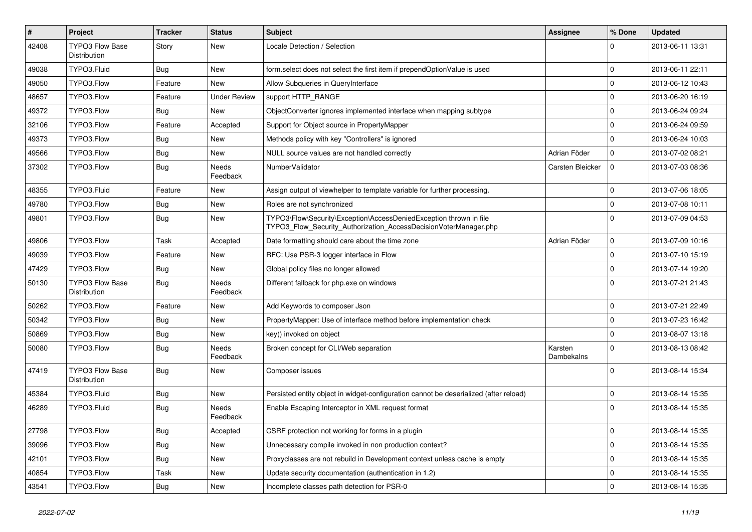| # | Project | Tracker | Status | Subject | Assignee | % Done | Updated |
|---|---|---|---|---|---|---|---|
| 42408 | TYPO3 Flow Base Distribution | Story | New | Locale Detection / Selection | | 0 | 2013-06-11 13:31 |
| 49038 | TYPO3.Fluid | Bug | New | form.select does not select the first item if prependOptionValue is used | | 0 | 2013-06-11 22:11 |
| 49050 | TYPO3.Flow | Feature | New | Allow Subqueries in QueryInterface | | 0 | 2013-06-12 10:43 |
| 48657 | TYPO3.Flow | Feature | Under Review | support HTTP_RANGE | | 0 | 2013-06-20 16:19 |
| 49372 | TYPO3.Flow | Bug | New | ObjectConverter ignores implemented interface when mapping subtype | | 0 | 2013-06-24 09:24 |
| 32106 | TYPO3.Flow | Feature | Accepted | Support for Object source in PropertyMapper | | 0 | 2013-06-24 09:59 |
| 49373 | TYPO3.Flow | Bug | New | Methods policy with key "Controllers" is ignored | | 0 | 2013-06-24 10:03 |
| 49566 | TYPO3.Flow | Bug | New | NULL source values are not handled correctly | Adrian Föder | 0 | 2013-07-02 08:21 |
| 37302 | TYPO3.Flow | Bug | Needs Feedback | NumberValidator | Carsten Bleicker | 0 | 2013-07-03 08:36 |
| 48355 | TYPO3.Fluid | Feature | New | Assign output of viewhelper to template variable for further processing. | | 0 | 2013-07-06 18:05 |
| 49780 | TYPO3.Flow | Bug | New | Roles are not synchronized | | 0 | 2013-07-08 10:11 |
| 49801 | TYPO3.Flow | Bug | New | TYPO3\Flow\Security\Exception\AccessDeniedException thrown in file TYPO3_Flow_Security_Authorization_AccessDecisionVoterManager.php | | 0 | 2013-07-09 04:53 |
| 49806 | TYPO3.Flow | Task | Accepted | Date formatting should care about the time zone | Adrian Föder | 0 | 2013-07-09 10:16 |
| 49039 | TYPO3.Flow | Feature | New | RFC: Use PSR-3 logger interface in Flow | | 0 | 2013-07-10 15:19 |
| 47429 | TYPO3.Flow | Bug | New | Global policy files no longer allowed | | 0 | 2013-07-14 19:20 |
| 50130 | TYPO3 Flow Base Distribution | Bug | Needs Feedback | Different fallback for php.exe on windows | | 0 | 2013-07-21 21:43 |
| 50262 | TYPO3.Flow | Feature | New | Add Keywords to composer Json | | 0 | 2013-07-21 22:49 |
| 50342 | TYPO3.Flow | Bug | New | PropertyMapper: Use of interface method before implementation check | | 0 | 2013-07-23 16:42 |
| 50869 | TYPO3.Flow | Bug | New | key() invoked on object | | 0 | 2013-08-07 13:18 |
| 50080 | TYPO3.Flow | Bug | Needs Feedback | Broken concept for CLI/Web separation | Karsten Dambekalns | 0 | 2013-08-13 08:42 |
| 47419 | TYPO3 Flow Base Distribution | Bug | New | Composer issues | | 0 | 2013-08-14 15:34 |
| 45384 | TYPO3.Fluid | Bug | New | Persisted entity object in widget-configuration cannot be deserialized (after reload) | | 0 | 2013-08-14 15:35 |
| 46289 | TYPO3.Fluid | Bug | Needs Feedback | Enable Escaping Interceptor in XML request format | | 0 | 2013-08-14 15:35 |
| 27798 | TYPO3.Flow | Bug | Accepted | CSRF protection not working for forms in a plugin | | 0 | 2013-08-14 15:35 |
| 39096 | TYPO3.Flow | Bug | New | Unnecessary compile invoked in non production context? | | 0 | 2013-08-14 15:35 |
| 42101 | TYPO3.Flow | Bug | New | Proxyclasses are not rebuild in Development context unless cache is empty | | 0 | 2013-08-14 15:35 |
| 40854 | TYPO3.Flow | Task | New | Update security documentation (authentication in 1.2) | | 0 | 2013-08-14 15:35 |
| 43541 | TYPO3.Flow | Bug | New | Incomplete classes path detection for PSR-0 | | 0 | 2013-08-14 15:35 |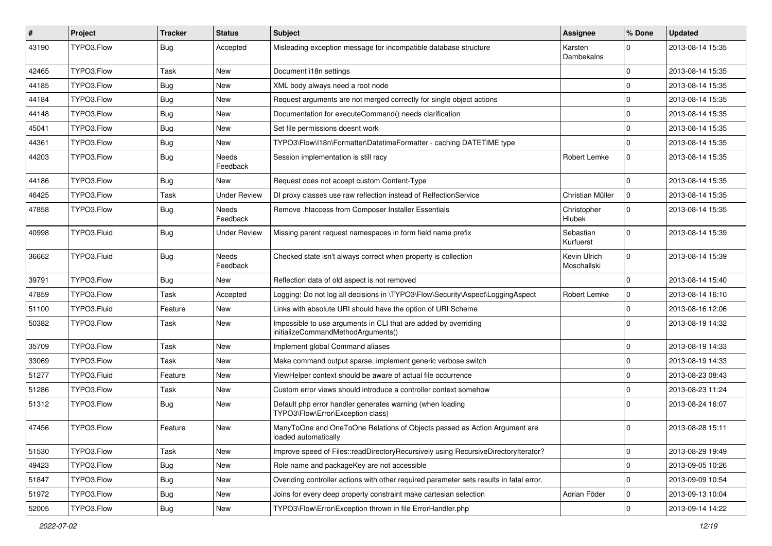| # | Project | Tracker | Status | Subject | Assignee | % Done | Updated |
|---|---|---|---|---|---|---|---|
| 43190 | TYPO3.Flow | Bug | Accepted | Misleading exception message for incompatible database structure | Karsten Dambekalns | 0 | 2013-08-14 15:35 |
| 42465 | TYPO3.Flow | Task | New | Document i18n settings | | 0 | 2013-08-14 15:35 |
| 44185 | TYPO3.Flow | Bug | New | XML body always need a root node | | 0 | 2013-08-14 15:35 |
| 44184 | TYPO3.Flow | Bug | New | Request arguments are not merged correctly for single object actions | | 0 | 2013-08-14 15:35 |
| 44148 | TYPO3.Flow | Bug | New | Documentation for executeCommand() needs clarification | | 0 | 2013-08-14 15:35 |
| 45041 | TYPO3.Flow | Bug | New | Set file permissions doesnt work | | 0 | 2013-08-14 15:35 |
| 44361 | TYPO3.Flow | Bug | New | TYPO3\Flow\I18n\Formatter\DatetimeFormatter - caching DATETIME type | | 0 | 2013-08-14 15:35 |
| 44203 | TYPO3.Flow | Bug | Needs Feedback | Session implementation is still racy | Robert Lemke | 0 | 2013-08-14 15:35 |
| 44186 | TYPO3.Flow | Bug | New | Request does not accept custom Content-Type | | 0 | 2013-08-14 15:35 |
| 46425 | TYPO3.Flow | Task | Under Review | DI proxy classes use raw reflection instead of RelfectionService | Christian Müller | 0 | 2013-08-14 15:35 |
| 47858 | TYPO3.Flow | Bug | Needs Feedback | Remove .htaccess from Composer Installer Essentials | Christopher Hlubek | 0 | 2013-08-14 15:35 |
| 40998 | TYPO3.Fluid | Bug | Under Review | Missing parent request namespaces in form field name prefix | Sebastian Kurfuerst | 0 | 2013-08-14 15:39 |
| 36662 | TYPO3.Fluid | Bug | Needs Feedback | Checked state isn't always correct when property is collection | Kevin Ulrich Moschallski | 0 | 2013-08-14 15:39 |
| 39791 | TYPO3.Flow | Bug | New | Reflection data of old aspect is not removed | | 0 | 2013-08-14 15:40 |
| 47859 | TYPO3.Flow | Task | Accepted | Logging: Do not log all decisions in \TYPO3\Flow\Security\Aspect\LoggingAspect | Robert Lemke | 0 | 2013-08-14 16:10 |
| 51100 | TYPO3.Fluid | Feature | New | Links with absolute URI should have the option of URI Scheme | | 0 | 2013-08-16 12:06 |
| 50382 | TYPO3.Flow | Task | New | Impossible to use arguments in CLI that are added by overriding initializeCommandMethodArguments() | | 0 | 2013-08-19 14:32 |
| 35709 | TYPO3.Flow | Task | New | Implement global Command aliases | | 0 | 2013-08-19 14:33 |
| 33069 | TYPO3.Flow | Task | New | Make command output sparse, implement generic verbose switch | | 0 | 2013-08-19 14:33 |
| 51277 | TYPO3.Fluid | Feature | New | ViewHelper context should be aware of actual file occurrence | | 0 | 2013-08-23 08:43 |
| 51286 | TYPO3.Flow | Task | New | Custom error views should introduce a controller context somehow | | 0 | 2013-08-23 11:24 |
| 51312 | TYPO3.Flow | Bug | New | Default php error handler generates warning (when loading TYPO3\Flow\Error\Exception class) | | 0 | 2013-08-24 16:07 |
| 47456 | TYPO3.Flow | Feature | New | ManyToOne and OneToOne Relations of Objects passed as Action Argument are loaded automatically | | 0 | 2013-08-28 15:11 |
| 51530 | TYPO3.Flow | Task | New | Improve speed of Files::readDirectoryRecursively using RecursiveDirectoryIterator? | | 0 | 2013-08-29 19:49 |
| 49423 | TYPO3.Flow | Bug | New | Role name and packageKey are not accessible | | 0 | 2013-09-05 10:26 |
| 51847 | TYPO3.Flow | Bug | New | Overiding controller actions with other required parameter sets results in fatal error. | | 0 | 2013-09-09 10:54 |
| 51972 | TYPO3.Flow | Bug | New | Joins for every deep property constraint make cartesian selection | Adrian Föder | 0 | 2013-09-13 10:04 |
| 52005 | TYPO3.Flow | Bug | New | TYPO3\Flow\Error\Exception thrown in file ErrorHandler.php | | 0 | 2013-09-14 14:22 |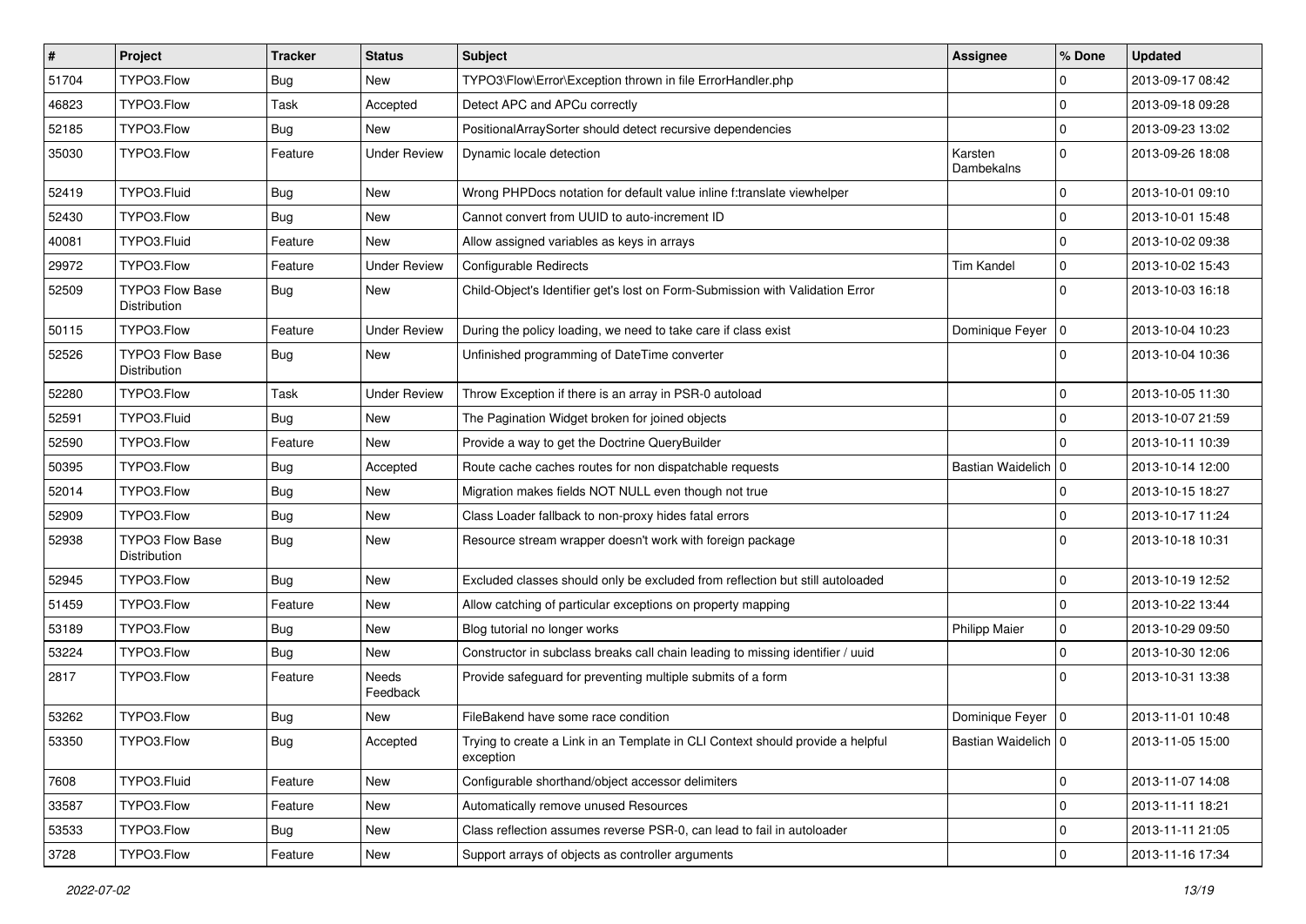| # | Project | Tracker | Status | Subject | Assignee | % Done | Updated |
|---|---|---|---|---|---|---|---|
| 51704 | TYPO3.Flow | Bug | New | TYPO3\Flow\Error\Exception thrown in file ErrorHandler.php | | 0 | 2013-09-17 08:42 |
| 46823 | TYPO3.Flow | Task | Accepted | Detect APC and APCu correctly | | 0 | 2013-09-18 09:28 |
| 52185 | TYPO3.Flow | Bug | New | PositionalArraySorter should detect recursive dependencies | | 0 | 2013-09-23 13:02 |
| 35030 | TYPO3.Flow | Feature | Under Review | Dynamic locale detection | Karsten Dambekalns | 0 | 2013-09-26 18:08 |
| 52419 | TYPO3.Fluid | Bug | New | Wrong PHPDocs notation for default value inline f:translate viewhelper | | 0 | 2013-10-01 09:10 |
| 52430 | TYPO3.Flow | Bug | New | Cannot convert from UUID to auto-increment ID | | 0 | 2013-10-01 15:48 |
| 40081 | TYPO3.Fluid | Feature | New | Allow assigned variables as keys in arrays | | 0 | 2013-10-02 09:38 |
| 29972 | TYPO3.Flow | Feature | Under Review | Configurable Redirects | Tim Kandel | 0 | 2013-10-02 15:43 |
| 52509 | TYPO3 Flow Base Distribution | Bug | New | Child-Object's Identifier get's lost on Form-Submission with Validation Error | | 0 | 2013-10-03 16:18 |
| 50115 | TYPO3.Flow | Feature | Under Review | During the policy loading, we need to take care if class exist | Dominique Feyer | 0 | 2013-10-04 10:23 |
| 52526 | TYPO3 Flow Base Distribution | Bug | New | Unfinished programming of DateTime converter | | 0 | 2013-10-04 10:36 |
| 52280 | TYPO3.Flow | Task | Under Review | Throw Exception if there is an array in PSR-0 autoload | | 0 | 2013-10-05 11:30 |
| 52591 | TYPO3.Fluid | Bug | New | The Pagination Widget broken for joined objects | | 0 | 2013-10-07 21:59 |
| 52590 | TYPO3.Flow | Feature | New | Provide a way to get the Doctrine QueryBuilder | | 0 | 2013-10-11 10:39 |
| 50395 | TYPO3.Flow | Bug | Accepted | Route cache caches routes for non dispatchable requests | Bastian Waidelich | 0 | 2013-10-14 12:00 |
| 52014 | TYPO3.Flow | Bug | New | Migration makes fields NOT NULL even though not true | | 0 | 2013-10-15 18:27 |
| 52909 | TYPO3.Flow | Bug | New | Class Loader fallback to non-proxy hides fatal errors | | 0 | 2013-10-17 11:24 |
| 52938 | TYPO3 Flow Base Distribution | Bug | New | Resource stream wrapper doesn't work with foreign package | | 0 | 2013-10-18 10:31 |
| 52945 | TYPO3.Flow | Bug | New | Excluded classes should only be excluded from reflection but still autoloaded | | 0 | 2013-10-19 12:52 |
| 51459 | TYPO3.Flow | Feature | New | Allow catching of particular exceptions on property mapping | | 0 | 2013-10-22 13:44 |
| 53189 | TYPO3.Flow | Bug | New | Blog tutorial no longer works | Philipp Maier | 0 | 2013-10-29 09:50 |
| 53224 | TYPO3.Flow | Bug | New | Constructor in subclass breaks call chain leading to missing identifier / uuid | | 0 | 2013-10-30 12:06 |
| 2817 | TYPO3.Flow | Feature | Needs Feedback | Provide safeguard for preventing multiple submits of a form | | 0 | 2013-10-31 13:38 |
| 53262 | TYPO3.Flow | Bug | New | FileBakend have some race condition | Dominique Feyer | 0 | 2013-11-01 10:48 |
| 53350 | TYPO3.Flow | Bug | Accepted | Trying to create a Link in an Template in CLI Context should provide a helpful exception | Bastian Waidelich | 0 | 2013-11-05 15:00 |
| 7608 | TYPO3.Fluid | Feature | New | Configurable shorthand/object accessor delimiters | | 0 | 2013-11-07 14:08 |
| 33587 | TYPO3.Flow | Feature | New | Automatically remove unused Resources | | 0 | 2013-11-11 18:21 |
| 53533 | TYPO3.Flow | Bug | New | Class reflection assumes reverse PSR-0, can lead to fail in autoloader | | 0 | 2013-11-11 21:05 |
| 3728 | TYPO3.Flow | Feature | New | Support arrays of objects as controller arguments | | 0 | 2013-11-16 17:34 |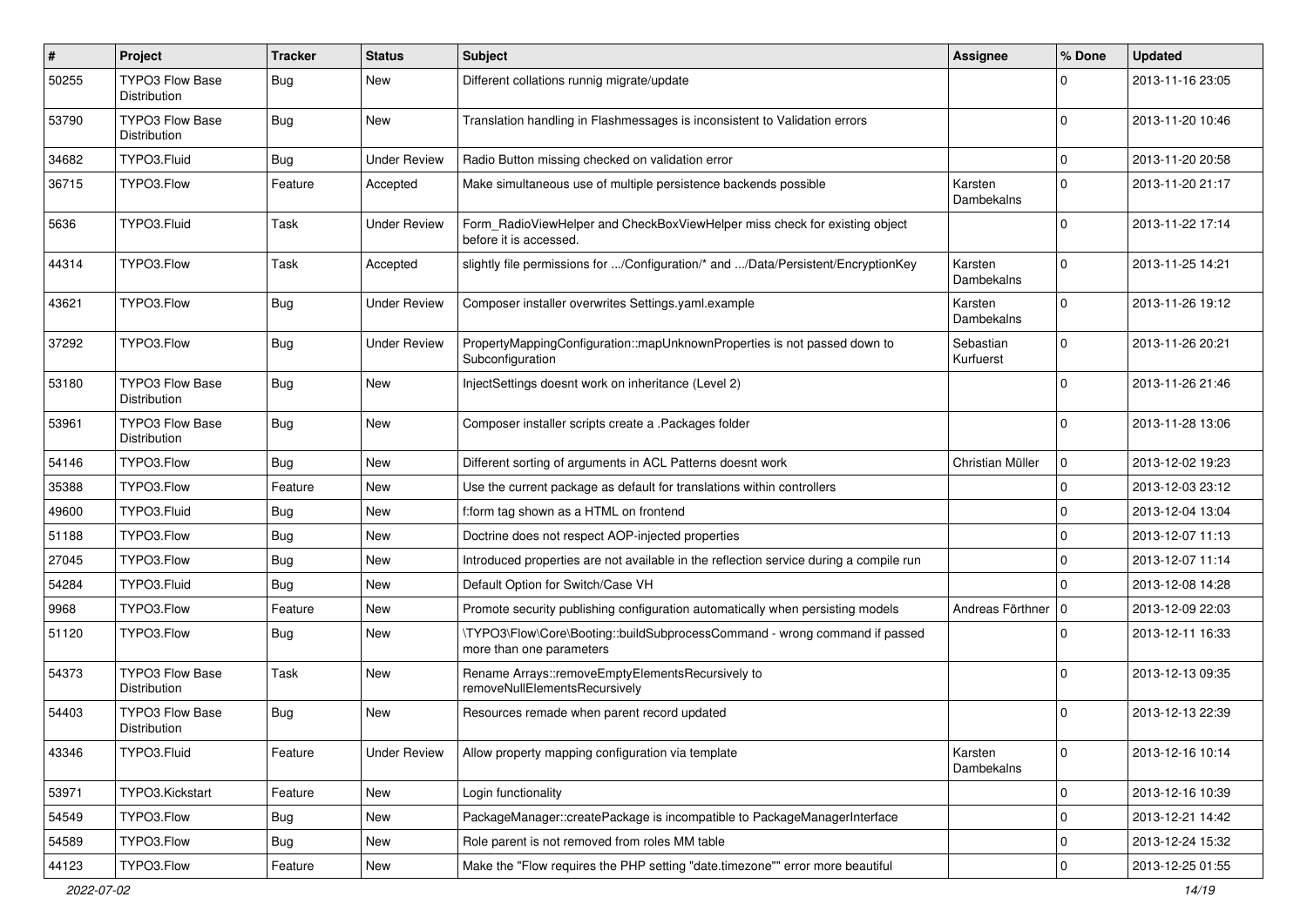| # | Project | Tracker | Status | Subject | Assignee | % Done | Updated |
|---|---|---|---|---|---|---|---|
| 50255 | TYPO3 Flow Base Distribution | Bug | New | Different collations runnig migrate/update | | 0 | 2013-11-16 23:05 |
| 53790 | TYPO3 Flow Base Distribution | Bug | New | Translation handling in Flashmessages is inconsistent to Validation errors | | 0 | 2013-11-20 10:46 |
| 34682 | TYPO3.Fluid | Bug | Under Review | Radio Button missing checked on validation error | | 0 | 2013-11-20 20:58 |
| 36715 | TYPO3.Flow | Feature | Accepted | Make simultaneous use of multiple persistence backends possible | Karsten Dambekalns | 0 | 2013-11-20 21:17 |
| 5636 | TYPO3.Fluid | Task | Under Review | Form_RadioViewHelper and CheckBoxViewHelper miss check for existing object before it is accessed. | | 0 | 2013-11-22 17:14 |
| 44314 | TYPO3.Flow | Task | Accepted | slightly file permissions for .../Configuration/* and .../Data/Persistent/EncryptionKey | Karsten Dambekalns | 0 | 2013-11-25 14:21 |
| 43621 | TYPO3.Flow | Bug | Under Review | Composer installer overwrites Settings.yaml.example | Karsten Dambekalns | 0 | 2013-11-26 19:12 |
| 37292 | TYPO3.Flow | Bug | Under Review | PropertyMappingConfiguration::mapUnknownProperties is not passed down to Subconfiguration | Sebastian Kurfuerst | 0 | 2013-11-26 20:21 |
| 53180 | TYPO3 Flow Base Distribution | Bug | New | InjectSettings doesnt work on inheritance (Level 2) | | 0 | 2013-11-26 21:46 |
| 53961 | TYPO3 Flow Base Distribution | Bug | New | Composer installer scripts create a .Packages folder | | 0 | 2013-11-28 13:06 |
| 54146 | TYPO3.Flow | Bug | New | Different sorting of arguments in ACL Patterns doesnt work | Christian Müller | 0 | 2013-12-02 19:23 |
| 35388 | TYPO3.Flow | Feature | New | Use the current package as default for translations within controllers | | 0 | 2013-12-03 23:12 |
| 49600 | TYPO3.Fluid | Bug | New | f:form tag shown as a HTML on frontend | | 0 | 2013-12-04 13:04 |
| 51188 | TYPO3.Flow | Bug | New | Doctrine does not respect AOP-injected properties | | 0 | 2013-12-07 11:13 |
| 27045 | TYPO3.Flow | Bug | New | Introduced properties are not available in the reflection service during a compile run | | 0 | 2013-12-07 11:14 |
| 54284 | TYPO3.Fluid | Bug | New | Default Option for Switch/Case VH | | 0 | 2013-12-08 14:28 |
| 9968 | TYPO3.Flow | Feature | New | Promote security publishing configuration automatically when persisting models | Andreas Förthner | 0 | 2013-12-09 22:03 |
| 51120 | TYPO3.Flow | Bug | New | \TYPO3\Flow\Core\Booting::buildSubprocessCommand - wrong command if passed more than one parameters | | 0 | 2013-12-11 16:33 |
| 54373 | TYPO3 Flow Base Distribution | Task | New | Rename Arrays::removeEmptyElementsRecursively to removeNullElementsRecursively | | 0 | 2013-12-13 09:35 |
| 54403 | TYPO3 Flow Base Distribution | Bug | New | Resources remade when parent record updated | | 0 | 2013-12-13 22:39 |
| 43346 | TYPO3.Fluid | Feature | Under Review | Allow property mapping configuration via template | Karsten Dambekalns | 0 | 2013-12-16 10:14 |
| 53971 | TYPO3.Kickstart | Feature | New | Login functionality | | 0 | 2013-12-16 10:39 |
| 54549 | TYPO3.Flow | Bug | New | PackageManager::createPackage is incompatible to PackageManagerInterface | | 0 | 2013-12-21 14:42 |
| 54589 | TYPO3.Flow | Bug | New | Role parent is not removed from roles MM table | | 0 | 2013-12-24 15:32 |
| 44123 | TYPO3.Flow | Feature | New | Make the "Flow requires the PHP setting "date.timezone"" error more beautiful | | 0 | 2013-12-25 01:55 |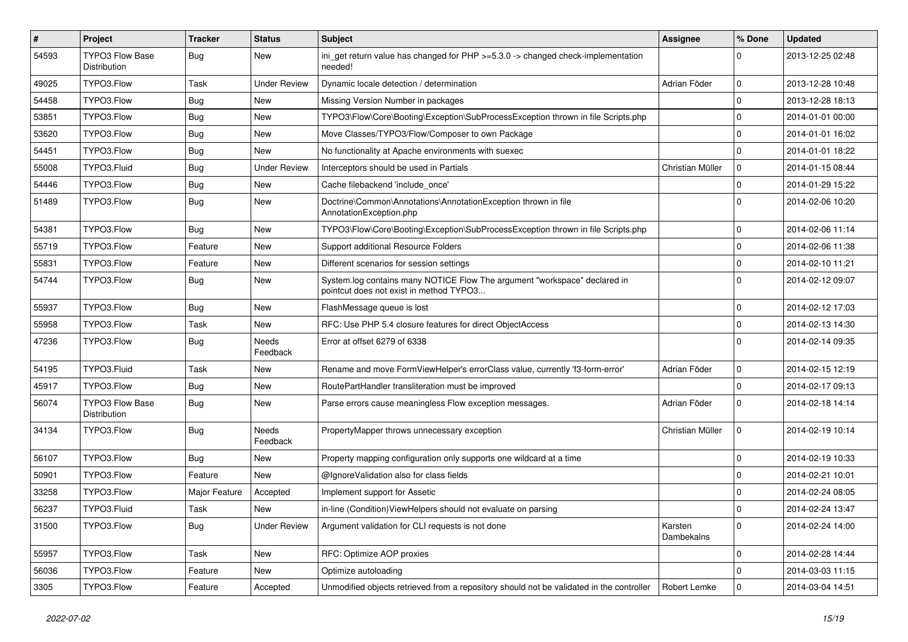| # | Project | Tracker | Status | Subject | Assignee | % Done | Updated |
|---|---|---|---|---|---|---|---|
| 54593 | TYPO3 Flow Base Distribution | Bug | New | ini_get return value has changed for PHP >=5.3.0 -> changed check-implementation needed! | | 0 | 2013-12-25 02:48 |
| 49025 | TYPO3.Flow | Task | Under Review | Dynamic locale detection / determination | Adrian Föder | 0 | 2013-12-28 10:48 |
| 54458 | TYPO3.Flow | Bug | New | Missing Version Number in packages | | 0 | 2013-12-28 18:13 |
| 53851 | TYPO3.Flow | Bug | New | TYPO3\Flow\Core\Booting\Exception\SubProcessException thrown in file Scripts.php | | 0 | 2014-01-01 00:00 |
| 53620 | TYPO3.Flow | Bug | New | Move Classes/TYPO3/Flow/Composer to own Package | | 0 | 2014-01-01 16:02 |
| 54451 | TYPO3.Flow | Bug | New | No functionality at Apache environments with suexec | | 0 | 2014-01-01 18:22 |
| 55008 | TYPO3.Fluid | Bug | Under Review | Interceptors should be used in Partials | Christian Müller | 0 | 2014-01-15 08:44 |
| 54446 | TYPO3.Flow | Bug | New | Cache filebackend 'include_once' | | 0 | 2014-01-29 15:22 |
| 51489 | TYPO3.Flow | Bug | New | Doctrine\Common\Annotations\AnnotationException thrown in file AnnotationException.php | | 0 | 2014-02-06 10:20 |
| 54381 | TYPO3.Flow | Bug | New | TYPO3\Flow\Core\Booting\Exception\SubProcessException thrown in file Scripts.php | | 0 | 2014-02-06 11:14 |
| 55719 | TYPO3.Flow | Feature | New | Support additional Resource Folders | | 0 | 2014-02-06 11:38 |
| 55831 | TYPO3.Flow | Feature | New | Different scenarios for session settings | | 0 | 2014-02-10 11:21 |
| 54744 | TYPO3.Flow | Bug | New | System.log contains many NOTICE Flow The argument "workspace" declared in pointcut does not exist in method TYPO3... | | 0 | 2014-02-12 09:07 |
| 55937 | TYPO3.Flow | Bug | New | FlashMessage queue is lost | | 0 | 2014-02-12 17:03 |
| 55958 | TYPO3.Flow | Task | New | RFC: Use PHP 5.4 closure features for direct ObjectAccess | | 0 | 2014-02-13 14:30 |
| 47236 | TYPO3.Flow | Bug | Needs Feedback | Error at offset 6279 of 6338 | | 0 | 2014-02-14 09:35 |
| 54195 | TYPO3.Fluid | Task | New | Rename and move FormViewHelper's errorClass value, currently 'f3-form-error' | Adrian Föder | 0 | 2014-02-15 12:19 |
| 45917 | TYPO3.Flow | Bug | New | RoutePartHandler transliteration must be improved | | 0 | 2014-02-17 09:13 |
| 56074 | TYPO3 Flow Base Distribution | Bug | New | Parse errors cause meaningless Flow exception messages. | Adrian Föder | 0 | 2014-02-18 14:14 |
| 34134 | TYPO3.Flow | Bug | Needs Feedback | PropertyMapper throws unnecessary exception | Christian Müller | 0 | 2014-02-19 10:14 |
| 56107 | TYPO3.Flow | Bug | New | Property mapping configuration only supports one wildcard at a time | | 0 | 2014-02-19 10:33 |
| 50901 | TYPO3.Flow | Feature | New | @IgnoreValidation also for class fields | | 0 | 2014-02-21 10:01 |
| 33258 | TYPO3.Flow | Major Feature | Accepted | Implement support for Assetic | | 0 | 2014-02-24 08:05 |
| 56237 | TYPO3.Fluid | Task | New | in-line (Condition)ViewHelpers should not evaluate on parsing | | 0 | 2014-02-24 13:47 |
| 31500 | TYPO3.Flow | Bug | Under Review | Argument validation for CLI requests is not done | Karsten Dambekalns | 0 | 2014-02-24 14:00 |
| 55957 | TYPO3.Flow | Task | New | RFC: Optimize AOP proxies | | 0 | 2014-02-28 14:44 |
| 56036 | TYPO3.Flow | Feature | New | Optimize autoloading | | 0 | 2014-03-03 11:15 |
| 3305 | TYPO3.Flow | Feature | Accepted | Unmodified objects retrieved from a repository should not be validated in the controller | Robert Lemke | 0 | 2014-03-04 14:51 |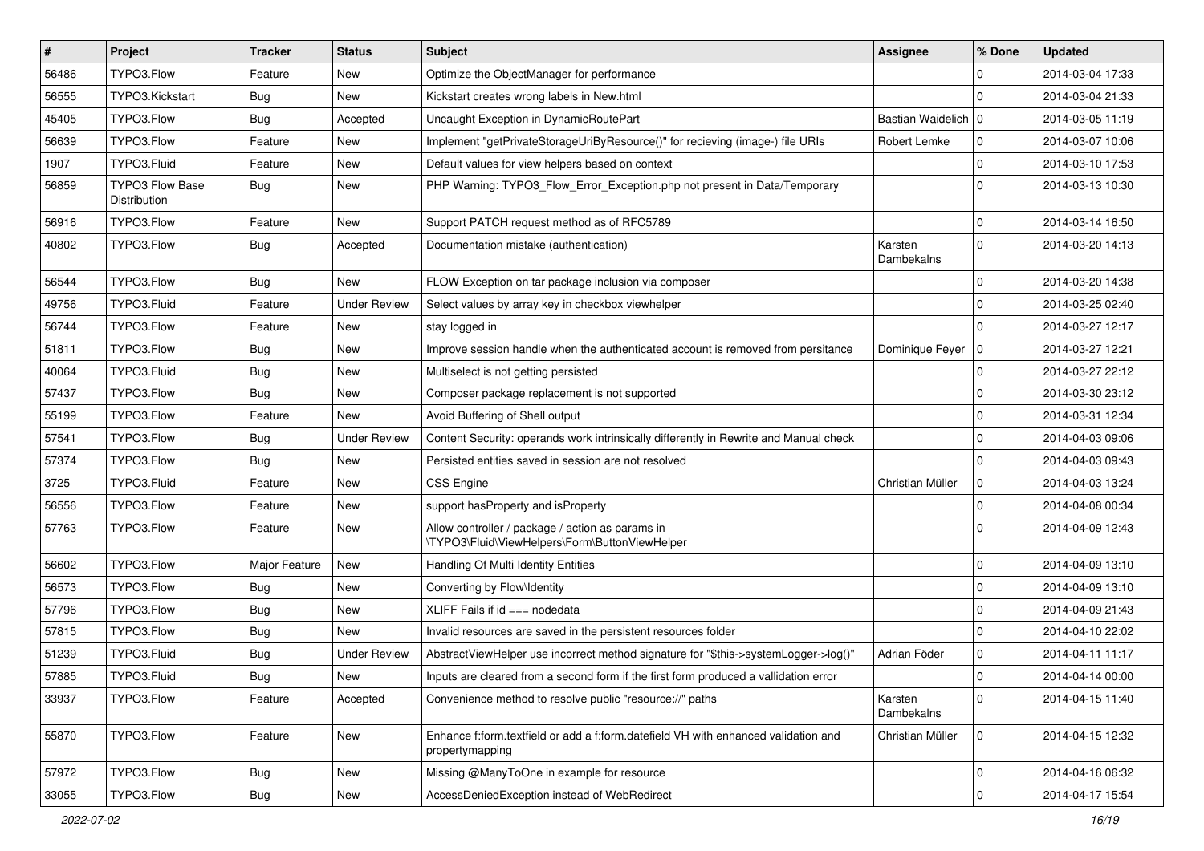| # | Project | Tracker | Status | Subject | Assignee | % Done | Updated |
|---|---|---|---|---|---|---|---|
| 56486 | TYPO3.Flow | Feature | New | Optimize the ObjectManager for performance | | 0 | 2014-03-04 17:33 |
| 56555 | TYPO3.Kickstart | Bug | New | Kickstart creates wrong labels in New.html | | 0 | 2014-03-04 21:33 |
| 45405 | TYPO3.Flow | Bug | Accepted | Uncaught Exception in DynamicRoutePart | Bastian Waidelich | 0 | 2014-03-05 11:19 |
| 56639 | TYPO3.Flow | Feature | New | Implement "getPrivateStorageUriByResource()" for recieving (image-) file URIs | Robert Lemke | 0 | 2014-03-07 10:06 |
| 1907 | TYPO3.Fluid | Feature | New | Default values for view helpers based on context | | 0 | 2014-03-10 17:53 |
| 56859 | TYPO3 Flow Base Distribution | Bug | New | PHP Warning: TYPO3_Flow_Error_Exception.php not present in Data/Temporary | | 0 | 2014-03-13 10:30 |
| 56916 | TYPO3.Flow | Feature | New | Support PATCH request method as of RFC5789 | | 0 | 2014-03-14 16:50 |
| 40802 | TYPO3.Flow | Bug | Accepted | Documentation mistake (authentication) | Karsten Dambekalns | 0 | 2014-03-20 14:13 |
| 56544 | TYPO3.Flow | Bug | New | FLOW Exception on tar package inclusion via composer | | 0 | 2014-03-20 14:38 |
| 49756 | TYPO3.Fluid | Feature | Under Review | Select values by array key in checkbox viewhelper | | 0 | 2014-03-25 02:40 |
| 56744 | TYPO3.Flow | Feature | New | stay logged in | | 0 | 2014-03-27 12:17 |
| 51811 | TYPO3.Flow | Bug | New | Improve session handle when the authenticated account is removed from persitance | Dominique Feyer | 0 | 2014-03-27 12:21 |
| 40064 | TYPO3.Fluid | Bug | New | Multiselect is not getting persisted | | 0 | 2014-03-27 22:12 |
| 57437 | TYPO3.Flow | Bug | New | Composer package replacement is not supported | | 0 | 2014-03-30 23:12 |
| 55199 | TYPO3.Flow | Feature | New | Avoid Buffering of Shell output | | 0 | 2014-03-31 12:34 |
| 57541 | TYPO3.Flow | Bug | Under Review | Content Security: operands work intrinsically differently in Rewrite and Manual check | | 0 | 2014-04-03 09:06 |
| 57374 | TYPO3.Flow | Bug | New | Persisted entities saved in session are not resolved | | 0 | 2014-04-03 09:43 |
| 3725 | TYPO3.Fluid | Feature | New | CSS Engine | Christian Müller | 0 | 2014-04-03 13:24 |
| 56556 | TYPO3.Flow | Feature | New | support hasProperty and isProperty | | 0 | 2014-04-08 00:34 |
| 57763 | TYPO3.Flow | Feature | New | Allow controller / package / action as params in \TYPO3\Fluid\ViewHelpers\Form\ButtonViewHelper | | 0 | 2014-04-09 12:43 |
| 56602 | TYPO3.Flow | Major Feature | New | Handling Of Multi Identity Entities | | 0 | 2014-04-09 13:10 |
| 56573 | TYPO3.Flow | Bug | New | Converting by Flow\Identity | | 0 | 2014-04-09 13:10 |
| 57796 | TYPO3.Flow | Bug | New | XLIFF Fails if id === nodedata | | 0 | 2014-04-09 21:43 |
| 57815 | TYPO3.Flow | Bug | New | Invalid resources are saved in the persistent resources folder | | 0 | 2014-04-10 22:02 |
| 51239 | TYPO3.Fluid | Bug | Under Review | AbstractViewHelper use incorrect method signature for "$this->systemLogger->log()" | Adrian Föder | 0 | 2014-04-11 11:17 |
| 57885 | TYPO3.Fluid | Bug | New | Inputs are cleared from a second form if the first form produced a vallidation error | | 0 | 2014-04-14 00:00 |
| 33937 | TYPO3.Flow | Feature | Accepted | Convenience method to resolve public "resource://" paths | Karsten Dambekalns | 0 | 2014-04-15 11:40 |
| 55870 | TYPO3.Flow | Feature | New | Enhance f:form.textfield or add a f:form.datefield VH with enhanced validation and propertymapping | Christian Müller | 0 | 2014-04-15 12:32 |
| 57972 | TYPO3.Flow | Bug | New | Missing @ManyToOne in example for resource | | 0 | 2014-04-16 06:32 |
| 33055 | TYPO3.Flow | Bug | New | AccessDeniedException instead of WebRedirect | | 0 | 2014-04-17 15:54 |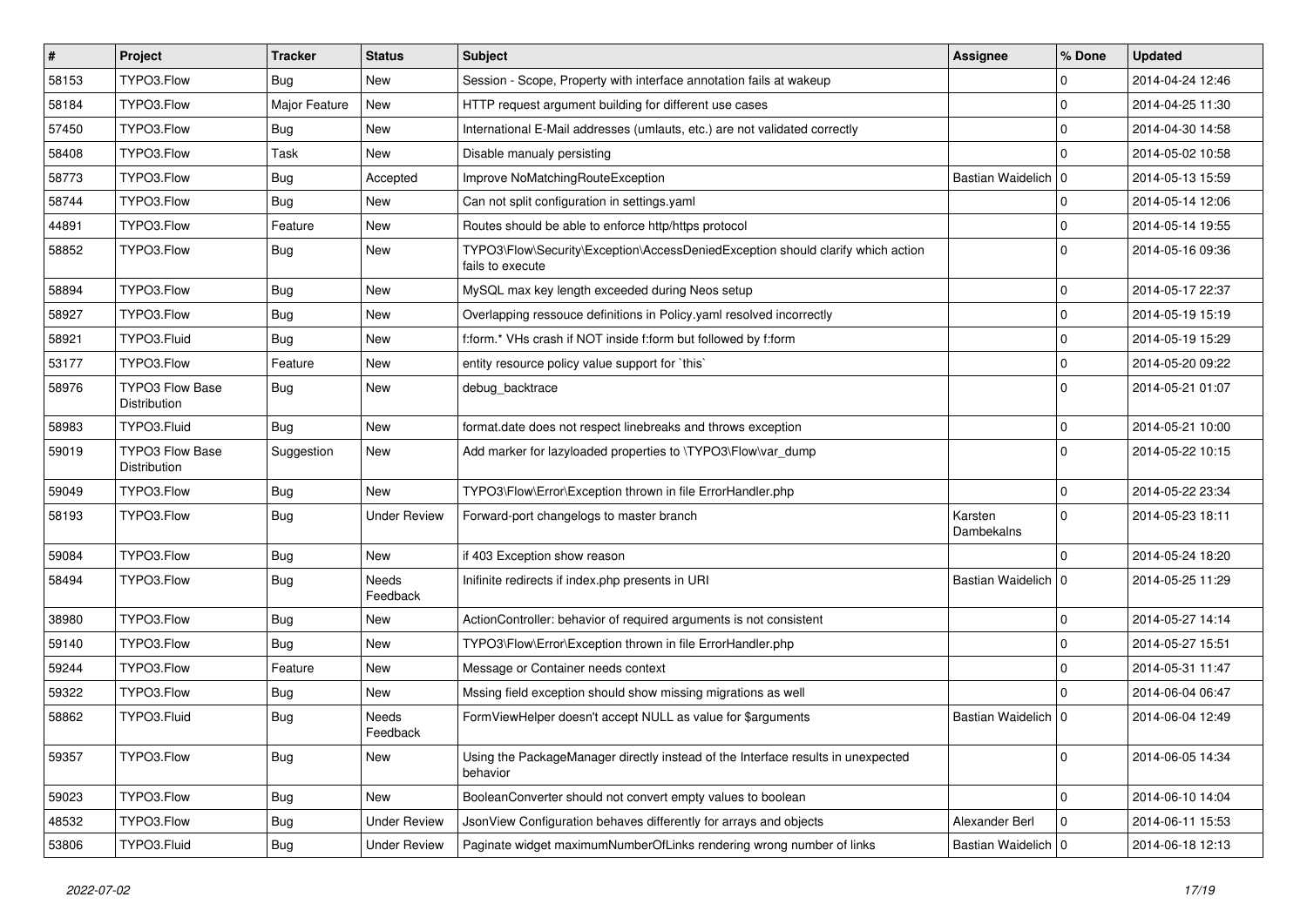| # | Project | Tracker | Status | Subject | Assignee | % Done | Updated |
|---|---|---|---|---|---|---|---|
| 58153 | TYPO3.Flow | Bug | New | Session - Scope, Property with interface annotation fails at wakeup | | 0 | 2014-04-24 12:46 |
| 58184 | TYPO3.Flow | Major Feature | New | HTTP request argument building for different use cases | | 0 | 2014-04-25 11:30 |
| 57450 | TYPO3.Flow | Bug | New | International E-Mail addresses (umlauts, etc.) are not validated correctly | | 0 | 2014-04-30 14:58 |
| 58408 | TYPO3.Flow | Task | New | Disable manualy persisting | | 0 | 2014-05-02 10:58 |
| 58773 | TYPO3.Flow | Bug | Accepted | Improve NoMatchingRouteException | Bastian Waidelich | 0 | 2014-05-13 15:59 |
| 58744 | TYPO3.Flow | Bug | New | Can not split configuration in settings.yaml | | 0 | 2014-05-14 12:06 |
| 44891 | TYPO3.Flow | Feature | New | Routes should be able to enforce http/https protocol | | 0 | 2014-05-14 19:55 |
| 58852 | TYPO3.Flow | Bug | New | TYPO3\Flow\Security\Exception\AccessDeniedException should clarify which action fails to execute | | 0 | 2014-05-16 09:36 |
| 58894 | TYPO3.Flow | Bug | New | MySQL max key length exceeded during Neos setup | | 0 | 2014-05-17 22:37 |
| 58927 | TYPO3.Flow | Bug | New | Overlapping ressouce definitions in Policy.yaml resolved incorrectly | | 0 | 2014-05-19 15:19 |
| 58921 | TYPO3.Fluid | Bug | New | f:form.* VHs crash if NOT inside f:form but followed by f:form | | 0 | 2014-05-19 15:29 |
| 53177 | TYPO3.Flow | Feature | New | entity resource policy value support for `this` | | 0 | 2014-05-20 09:22 |
| 58976 | TYPO3 Flow Base Distribution | Bug | New | debug_backtrace | | 0 | 2014-05-21 01:07 |
| 58983 | TYPO3.Fluid | Bug | New | format.date does not respect linebreaks and throws exception | | 0 | 2014-05-21 10:00 |
| 59019 | TYPO3 Flow Base Distribution | Suggestion | New | Add marker for lazyloaded properties to \TYPO3\Flow\var_dump | | 0 | 2014-05-22 10:15 |
| 59049 | TYPO3.Flow | Bug | New | TYPO3\Flow\Error\Exception thrown in file ErrorHandler.php | | 0 | 2014-05-22 23:34 |
| 58193 | TYPO3.Flow | Bug | Under Review | Forward-port changelogs to master branch | Karsten Dambekalns | 0 | 2014-05-23 18:11 |
| 59084 | TYPO3.Flow | Bug | New | if 403 Exception show reason | | 0 | 2014-05-24 18:20 |
| 58494 | TYPO3.Flow | Bug | Needs Feedback | Inifinite redirects if index.php presents in URI | Bastian Waidelich | 0 | 2014-05-25 11:29 |
| 38980 | TYPO3.Flow | Bug | New | ActionController: behavior of required arguments is not consistent | | 0 | 2014-05-27 14:14 |
| 59140 | TYPO3.Flow | Bug | New | TYPO3\Flow\Error\Exception thrown in file ErrorHandler.php | | 0 | 2014-05-27 15:51 |
| 59244 | TYPO3.Flow | Feature | New | Message or Container needs context | | 0 | 2014-05-31 11:47 |
| 59322 | TYPO3.Flow | Bug | New | Mssing field exception should show missing migrations as well | | 0 | 2014-06-04 06:47 |
| 58862 | TYPO3.Fluid | Bug | Needs Feedback | FormViewHelper doesn't accept NULL as value for $arguments | Bastian Waidelich | 0 | 2014-06-04 12:49 |
| 59357 | TYPO3.Flow | Bug | New | Using the PackageManager directly instead of the Interface results in unexpected behavior | | 0 | 2014-06-05 14:34 |
| 59023 | TYPO3.Flow | Bug | New | BooleanConverter should not convert empty values to boolean | | 0 | 2014-06-10 14:04 |
| 48532 | TYPO3.Flow | Bug | Under Review | JsonView Configuration behaves differently for arrays and objects | Alexander Berl | 0 | 2014-06-11 15:53 |
| 53806 | TYPO3.Fluid | Bug | Under Review | Paginate widget maximumNumberOfLinks rendering wrong number of links | Bastian Waidelich | 0 | 2014-06-18 12:13 |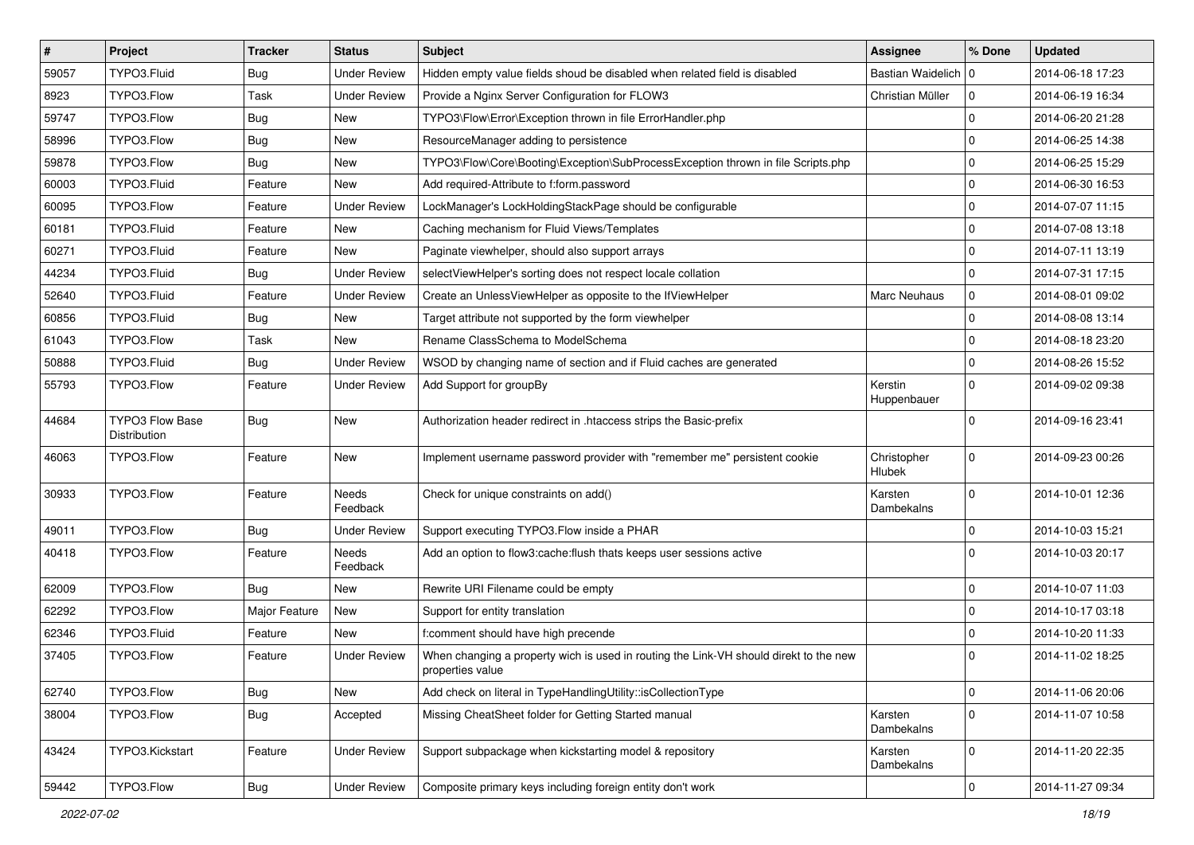| # | Project | Tracker | Status | Subject | Assignee | % Done | Updated |
|---|---|---|---|---|---|---|---|
| 59057 | TYPO3.Fluid | Bug | Under Review | Hidden empty value fields shoud be disabled when related field is disabled | Bastian Waidelich | 0 | 2014-06-18 17:23 |
| 8923 | TYPO3.Flow | Task | Under Review | Provide a Nginx Server Configuration for FLOW3 | Christian Müller | 0 | 2014-06-19 16:34 |
| 59747 | TYPO3.Flow | Bug | New | TYPO3\Flow\Error\Exception thrown in file ErrorHandler.php | | 0 | 2014-06-20 21:28 |
| 58996 | TYPO3.Flow | Bug | New | ResourceManager adding to persistence | | 0 | 2014-06-25 14:38 |
| 59878 | TYPO3.Flow | Bug | New | TYPO3\Flow\Core\Booting\Exception\SubProcessException thrown in file Scripts.php | | 0 | 2014-06-25 15:29 |
| 60003 | TYPO3.Fluid | Feature | New | Add required-Attribute to f:form.password | | 0 | 2014-06-30 16:53 |
| 60095 | TYPO3.Flow | Feature | Under Review | LockManager's LockHoldingStackPage should be configurable | | 0 | 2014-07-07 11:15 |
| 60181 | TYPO3.Fluid | Feature | New | Caching mechanism for Fluid Views/Templates | | 0 | 2014-07-08 13:18 |
| 60271 | TYPO3.Fluid | Feature | New | Paginate viewhelper, should also support arrays | | 0 | 2014-07-11 13:19 |
| 44234 | TYPO3.Fluid | Bug | Under Review | selectViewHelper's sorting does not respect locale collation | | 0 | 2014-07-31 17:15 |
| 52640 | TYPO3.Fluid | Feature | Under Review | Create an UnlessViewHelper as opposite to the IfViewHelper | Marc Neuhaus | 0 | 2014-08-01 09:02 |
| 60856 | TYPO3.Fluid | Bug | New | Target attribute not supported by the form viewhelper | | 0 | 2014-08-08 13:14 |
| 61043 | TYPO3.Flow | Task | New | Rename ClassSchema to ModelSchema | | 0 | 2014-08-18 23:20 |
| 50888 | TYPO3.Fluid | Bug | Under Review | WSOD by changing name of section and if Fluid caches are generated | | 0 | 2014-08-26 15:52 |
| 55793 | TYPO3.Flow | Feature | Under Review | Add Support for groupBy | Kerstin Huppenbauer | 0 | 2014-09-02 09:38 |
| 44684 | TYPO3 Flow Base Distribution | Bug | New | Authorization header redirect in .htaccess strips the Basic-prefix | | 0 | 2014-09-16 23:41 |
| 46063 | TYPO3.Flow | Feature | New | Implement username password provider with "remember me" persistent cookie | Christopher Hlubek | 0 | 2014-09-23 00:26 |
| 30933 | TYPO3.Flow | Feature | Needs Feedback | Check for unique constraints on add() | Karsten Dambekalns | 0 | 2014-10-01 12:36 |
| 49011 | TYPO3.Flow | Bug | Under Review | Support executing TYPO3.Flow inside a PHAR | | 0 | 2014-10-03 15:21 |
| 40418 | TYPO3.Flow | Feature | Needs Feedback | Add an option to flow3:cache:flush thats keeps user sessions active | | 0 | 2014-10-03 20:17 |
| 62009 | TYPO3.Flow | Bug | New | Rewrite URI Filename could be empty | | 0 | 2014-10-07 11:03 |
| 62292 | TYPO3.Flow | Major Feature | New | Support for entity translation | | 0 | 2014-10-17 03:18 |
| 62346 | TYPO3.Fluid | Feature | New | f:comment should have high precende | | 0 | 2014-10-20 11:33 |
| 37405 | TYPO3.Flow | Feature | Under Review | When changing a property wich is used in routing the Link-VH should direkt to the new properties value | | 0 | 2014-11-02 18:25 |
| 62740 | TYPO3.Flow | Bug | New | Add check on literal in TypeHandlingUtility::isCollectionType | | 0 | 2014-11-06 20:06 |
| 38004 | TYPO3.Flow | Bug | Accepted | Missing CheatSheet folder for Getting Started manual | Karsten Dambekalns | 0 | 2014-11-07 10:58 |
| 43424 | TYPO3.Kickstart | Feature | Under Review | Support subpackage when kickstarting model & repository | Karsten Dambekalns | 0 | 2014-11-20 22:35 |
| 59442 | TYPO3.Flow | Bug | Under Review | Composite primary keys including foreign entity don't work | | 0 | 2014-11-27 09:34 |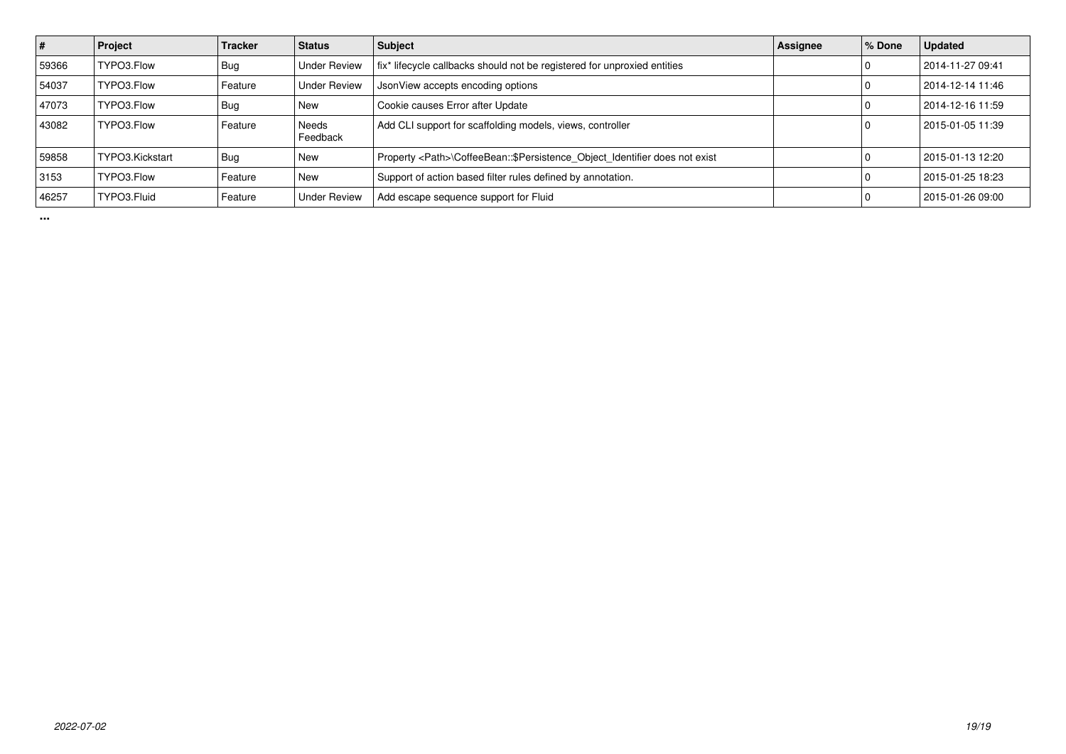| # | Project | Tracker | Status | Subject | Assignee | % Done | Updated |
|---|---|---|---|---|---|---|---|
| 59366 | TYPO3.Flow | Bug | Under Review | fix* lifecycle callbacks should not be registered for unproxied entities | | 0 | 2014-11-27 09:41 |
| 54037 | TYPO3.Flow | Feature | Under Review | JsonView accepts encoding options | | 0 | 2014-12-14 11:46 |
| 47073 | TYPO3.Flow | Bug | New | Cookie causes Error after Update | | 0 | 2014-12-16 11:59 |
| 43082 | TYPO3.Flow | Feature | Needs Feedback | Add CLI support for scaffolding models, views, controller | | 0 | 2015-01-05 11:39 |
| 59858 | TYPO3.Kickstart | Bug | New | Property <Path>\CoffeeBean::$Persistence_Object_Identifier does not exist | | 0 | 2015-01-13 12:20 |
| 3153 | TYPO3.Flow | Feature | New | Support of action based filter rules defined by annotation. | | 0 | 2015-01-25 18:23 |
| 46257 | TYPO3.Fluid | Feature | Under Review | Add escape sequence support for Fluid | | 0 | 2015-01-26 09:00 |

...